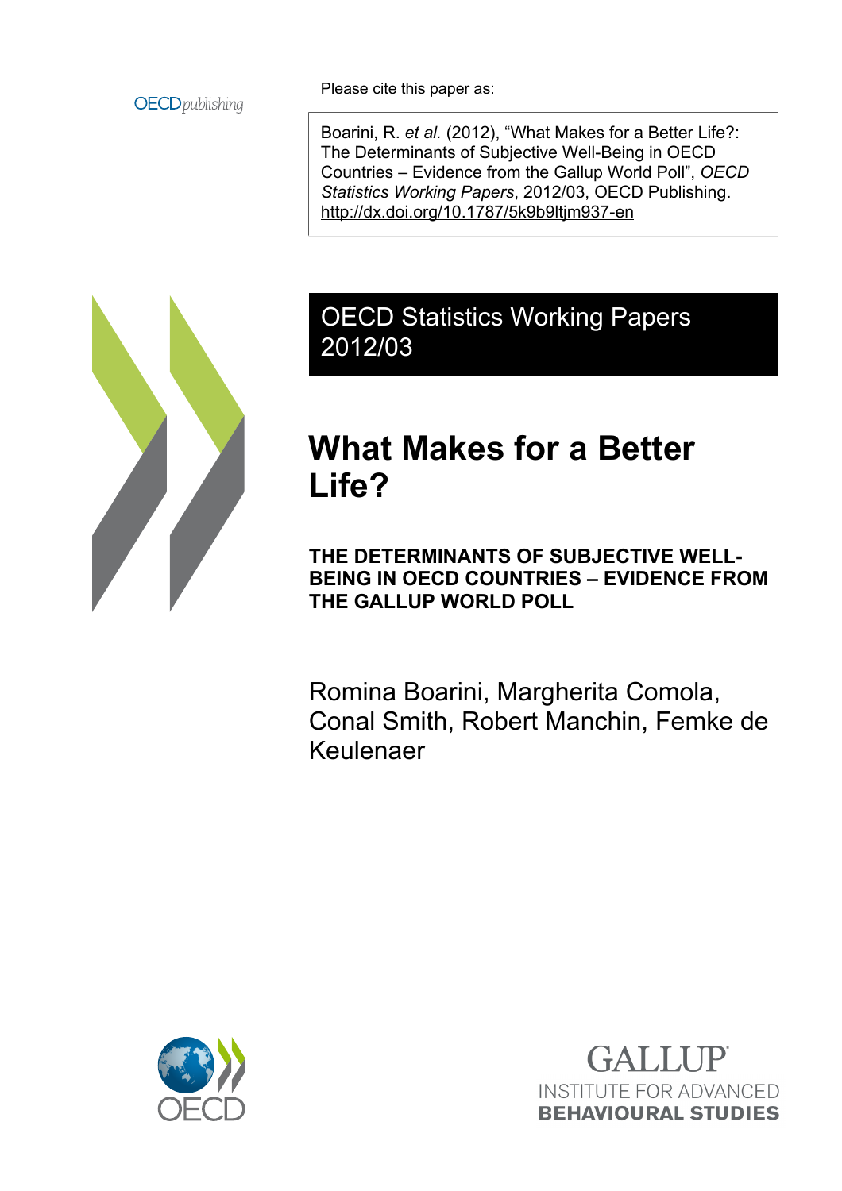OECD*publishing*

Please cite this paper as:

Boarini, R. *et al.* (2012), "What Makes for a Better Life?: The Determinants of Subjective Well-Being in OECD Countries – Evidence from the Gallup World Poll", *OECD Statistics Working Papers*, 2012/03, OECD Publishing. http://dx.doi.org/10.1787/5k9b9ltjm937-en

OECD Statistics Working Papers 2012/03

# What Makes for a Better Life?

## THE DETERMINANTS OF SUBJECTIVE WELL-BEING IN OECD COUNTRIES – EVIDENCE FROM THE GALLUP WORLD POLL

Romina Boarini, Margherita Comola, Conal Smith, Robert Manchin, Femke de Keulenaer

OECD

GALLUP INSTITUTE FOR ADVANCED BEHAVIOURAL STUDIES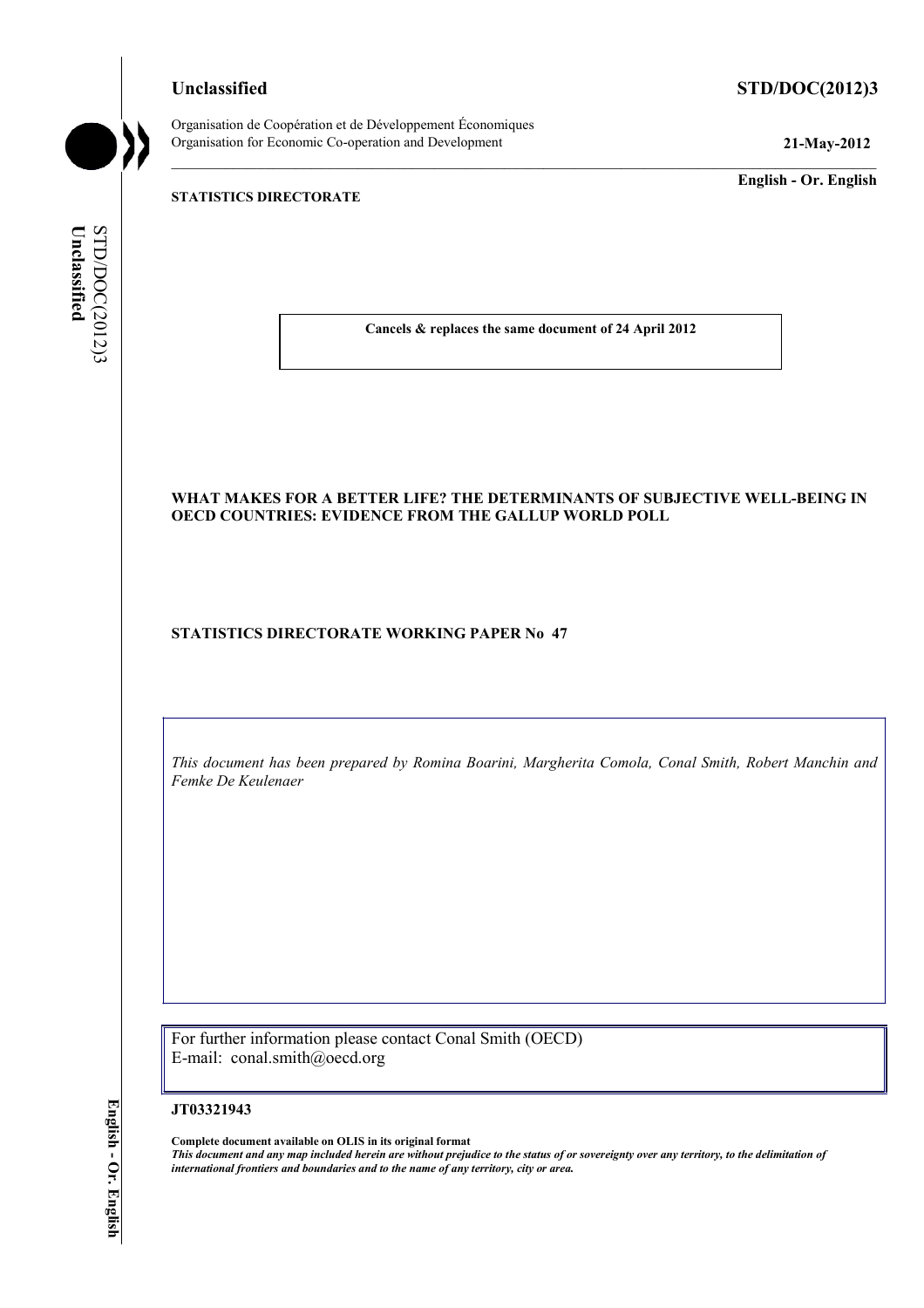Unclassified

STD/DOC(2012)3

Organisation de Coopération et de Développement Économiques
Organisation for Economic Co-operation and Development

21-May-2012

English - Or. English

STATISTICS DIRECTORATE

Cancels & replaces the same document of 24 April 2012

**WHAT MAKES FOR A BETTER LIFE? THE DETERMINANTS OF SUBJECTIVE WELL-BEING IN OECD COUNTRIES: EVIDENCE FROM THE GALLUP WORLD POLL**

**STATISTICS DIRECTORATE WORKING PAPER No 47**

*This document has been prepared by Romina Boarini, Margherita Comola, Conal Smith, Robert Manchin and Femke De Keulenaer*

For further information please contact Conal Smith (OECD)
E-mail: conal.smith@oecd.org

**JT03321943**

**Complete document available on OLIS in its original format**
***This document and any map included herein are without prejudice to the status of or sovereignty over any territory, to the delimitation of international frontiers and boundaries and to the name of any territory, city or area.***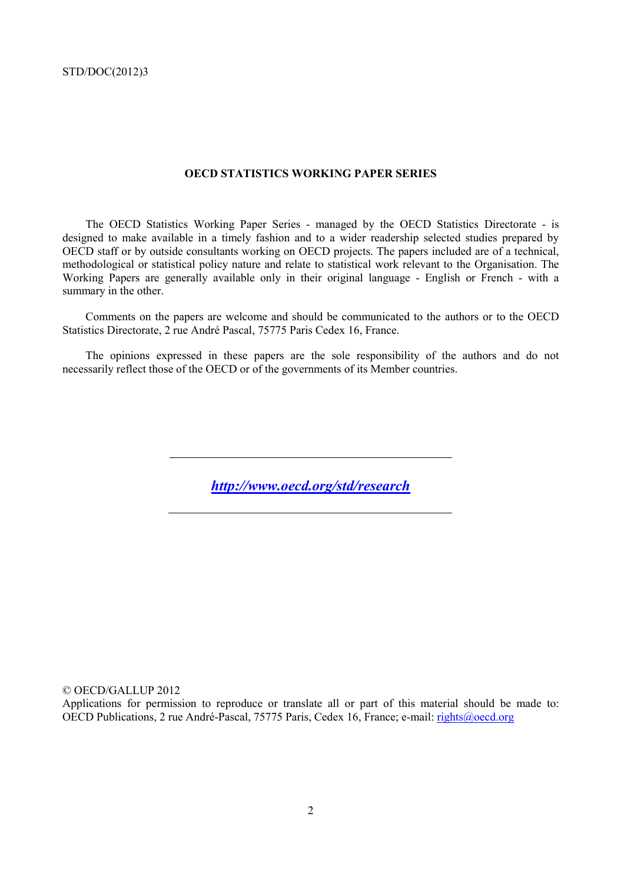STD/DOC(2012)3

**OECD STATISTICS WORKING PAPER SERIES**

The OECD Statistics Working Paper Series - managed by the OECD Statistics Directorate - is designed to make available in a timely fashion and to a wider readership selected studies prepared by OECD staff or by outside consultants working on OECD projects. The papers included are of a technical, methodological or statistical policy nature and relate to statistical work relevant to the Organisation. The Working Papers are generally available only in their original language - English or French - with a summary in the other.

Comments on the papers are welcome and should be communicated to the authors or to the OECD Statistics Directorate, 2 rue André Pascal, 75775 Paris Cedex 16, France.

The opinions expressed in these papers are the sole responsibility of the authors and do not necessarily reflect those of the OECD or of the governments of its Member countries.

---

***http://www.oecd.org/std/research***

---

© OECD/GALLUP 2012
Applications for permission to reproduce or translate all or part of this material should be made to: OECD Publications, 2 rue André-Pascal, 75775 Paris, Cedex 16, France; e-mail: rights@oecd.org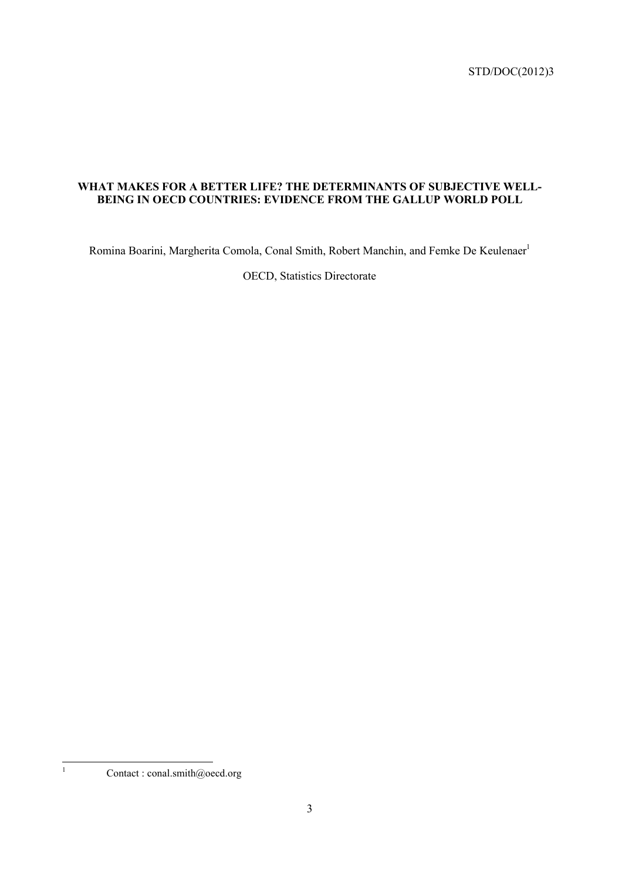# WHAT MAKES FOR A BETTER LIFE? THE DETERMINANTS OF SUBJECTIVE WELL-BEING IN OECD COUNTRIES: EVIDENCE FROM THE GALLUP WORLD POLL

Romina Boarini, Margherita Comola, Conal Smith, Robert Manchin, and Femke De Keulenaer[1]

OECD, Statistics Directorate

---

[1] Contact : conal.smith@oecd.org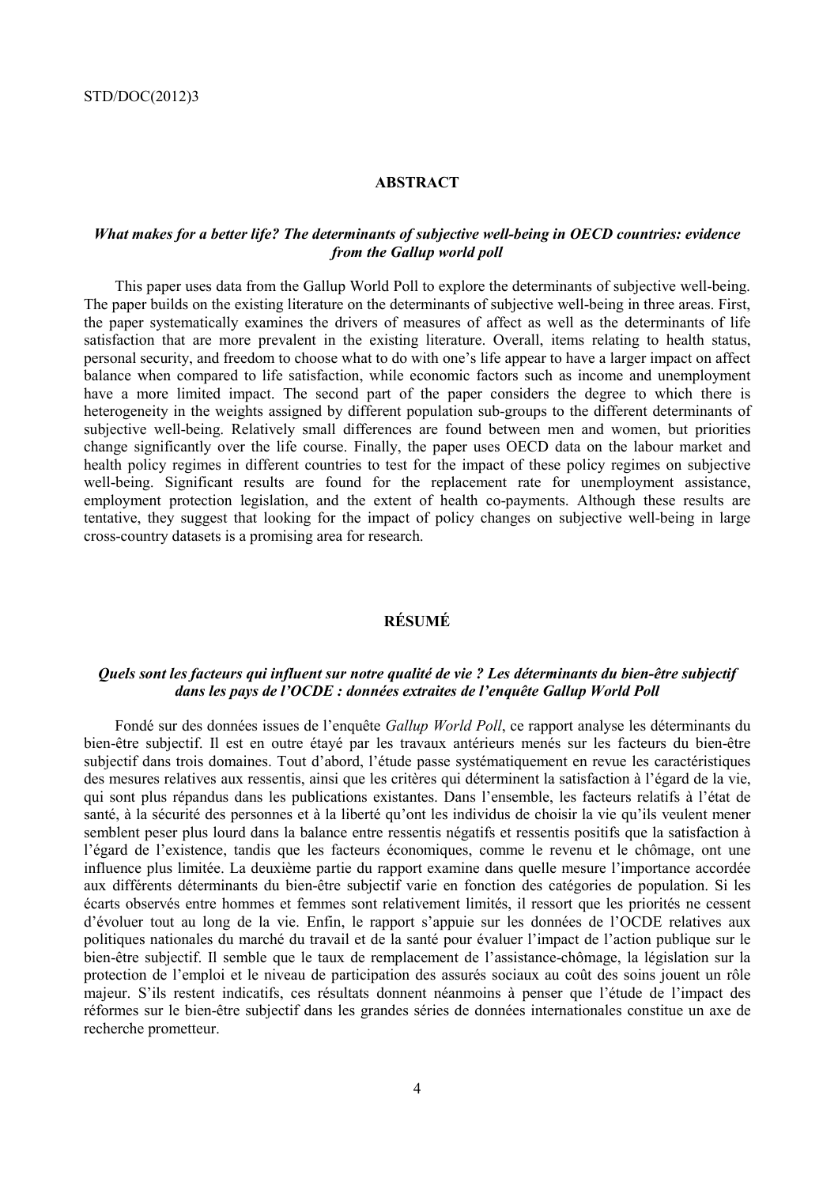## ABSTRACT

### *What makes for a better life? The determinants of subjective well-being in OECD countries: evidence from the Gallup world poll*

This paper uses data from the Gallup World Poll to explore the determinants of subjective well-being. The paper builds on the existing literature on the determinants of subjective well-being in three areas. First, the paper systematically examines the drivers of measures of affect as well as the determinants of life satisfaction that are more prevalent in the existing literature. Overall, items relating to health status, personal security, and freedom to choose what to do with one's life appear to have a larger impact on affect balance when compared to life satisfaction, while economic factors such as income and unemployment have a more limited impact. The second part of the paper considers the degree to which there is heterogeneity in the weights assigned by different population sub-groups to the different determinants of subjective well-being. Relatively small differences are found between men and women, but priorities change significantly over the life course. Finally, the paper uses OECD data on the labour market and health policy regimes in different countries to test for the impact of these policy regimes on subjective well-being. Significant results are found for the replacement rate for unemployment assistance, employment protection legislation, and the extent of health co-payments. Although these results are tentative, they suggest that looking for the impact of policy changes on subjective well-being in large cross-country datasets is a promising area for research.

## RÉSUMÉ

### *Quels sont les facteurs qui influent sur notre qualité de vie ? Les déterminants du bien-être subjectif dans les pays de l'OCDE : données extraites de l'enquête Gallup World Poll*

Fondé sur des données issues de l'enquête *Gallup World Poll*, ce rapport analyse les déterminants du bien-être subjectif. Il est en outre étayé par les travaux antérieurs menés sur les facteurs du bien-être subjectif dans trois domaines. Tout d'abord, l'étude passe systématiquement en revue les caractéristiques des mesures relatives aux ressentis, ainsi que les critères qui déterminent la satisfaction à l'égard de la vie, qui sont plus répandus dans les publications existantes. Dans l'ensemble, les facteurs relatifs à l'état de santé, à la sécurité des personnes et à la liberté qu'ont les individus de choisir la vie qu'ils veulent mener semblent peser plus lourd dans la balance entre ressentis négatifs et ressentis positifs que la satisfaction à l'égard de l'existence, tandis que les facteurs économiques, comme le revenu et le chômage, ont une influence plus limitée. La deuxième partie du rapport examine dans quelle mesure l'importance accordée aux différents déterminants du bien-être subjectif varie en fonction des catégories de population. Si les écarts observés entre hommes et femmes sont relativement limités, il ressort que les priorités ne cessent d'évoluer tout au long de la vie. Enfin, le rapport s'appuie sur les données de l'OCDE relatives aux politiques nationales du marché du travail et de la santé pour évaluer l'impact de l'action publique sur le bien-être subjectif. Il semble que le taux de remplacement de l'assistance-chômage, la législation sur la protection de l'emploi et le niveau de participation des assurés sociaux au coût des soins jouent un rôle majeur. S'ils restent indicatifs, ces résultats donnent néanmoins à penser que l'étude de l'impact des réformes sur le bien-être subjectif dans les grandes séries de données internationales constitue un axe de recherche prometteur.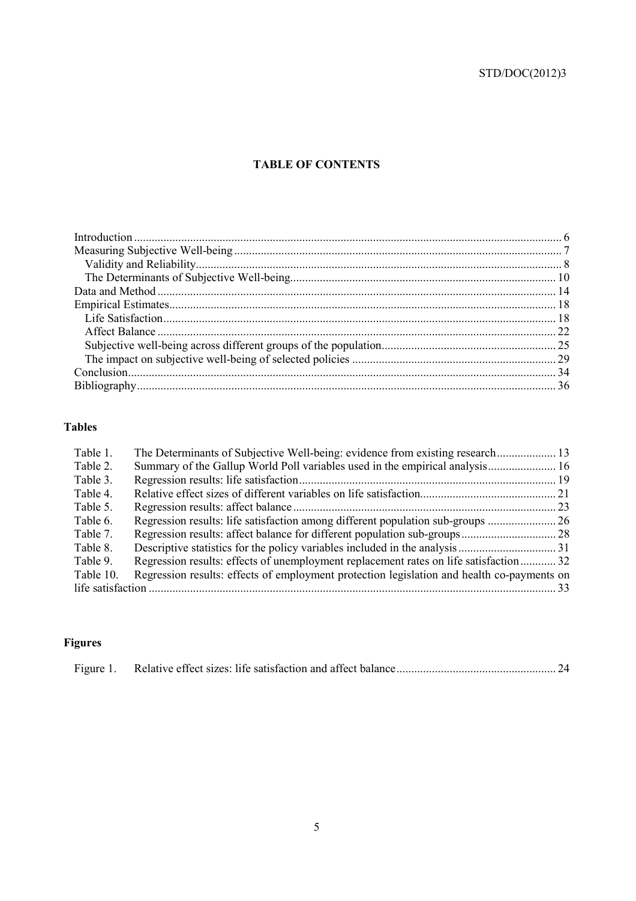## TABLE OF CONTENTS

Introduction ........................................................................................................................................ 6
Measuring Subjective Well-being ....................................................................................................... 7
  Validity and Reliability ................................................................................................................... 8
  The Determinants of Subjective Well-being .................................................................................. 10
Data and Method ............................................................................................................................... 14
Empirical Estimates ........................................................................................................................... 18
  Life Satisfaction ............................................................................................................................. 18
  Affect Balance ................................................................................................................................ 22
  Subjective well-being across different groups of the population ................................................... 25
  The impact on subjective well-being of selected policies .............................................................. 29
Conclusion ......................................................................................................................................... 34
Bibliography ...................................................................................................................................... 36

### Tables

Table 1. The Determinants of Subjective Well-being: evidence from existing research .................... 13
Table 2. Summary of the Gallup World Poll variables used in the empirical analysis ....................... 16
Table 3. Regression results: life satisfaction ...................................................................................... 19
Table 4. Relative effect sizes of different variables on life satisfaction ............................................. 21
Table 5. Regression results: affect balance ........................................................................................ 23
Table 6. Regression results: life satisfaction among different population sub-groups ....................... 26
Table 7. Regression results: affect balance for different population sub-groups ................................ 28
Table 8. Descriptive statistics for the policy variables included in the analysis ................................. 31
Table 9. Regression results: effects of unemployment replacement rates on life satisfaction ............ 32
Table 10. Regression results: effects of employment protection legislation and health co-payments on life satisfaction ......................................................................................................................... 33

### Figures

Figure 1. Relative effect sizes: life satisfaction and affect balance ..................................................... 24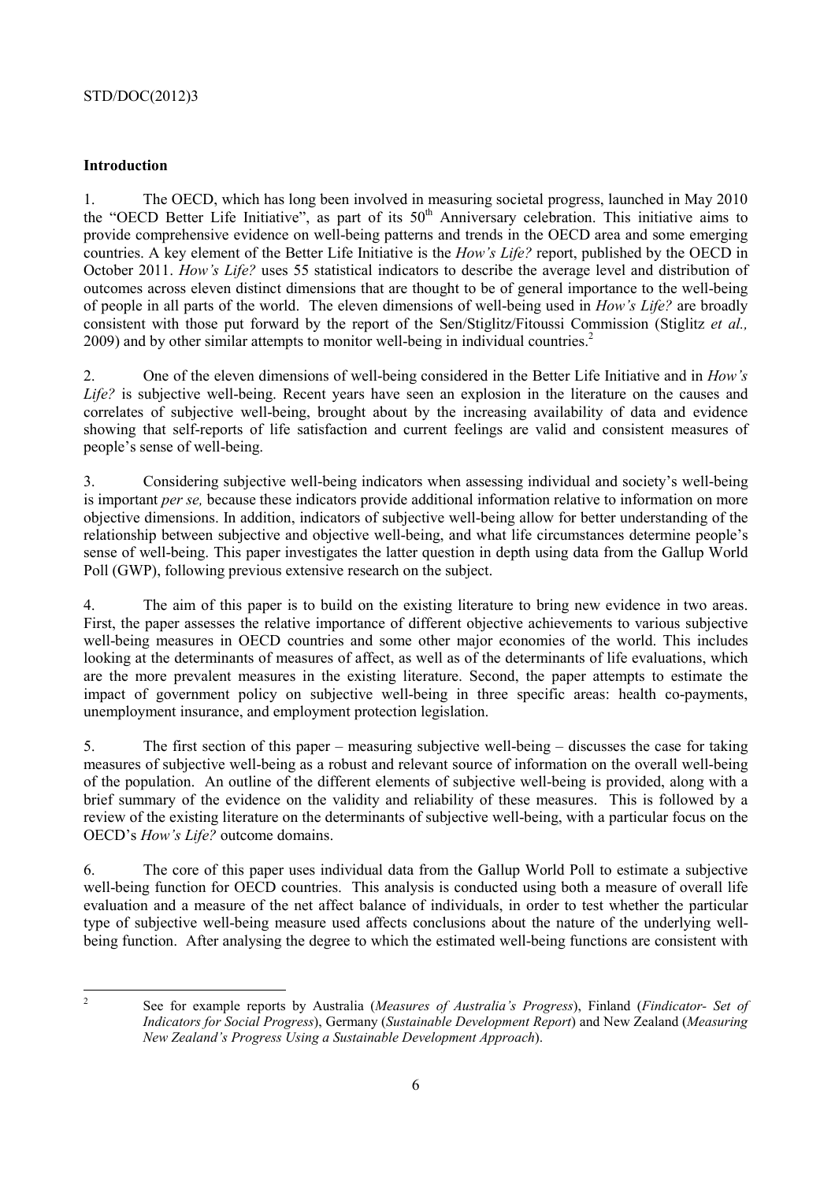## Introduction

1. The OECD, which has long been involved in measuring societal progress, launched in May 2010 the "OECD Better Life Initiative", as part of its 50th Anniversary celebration. This initiative aims to provide comprehensive evidence on well-being patterns and trends in the OECD area and some emerging countries. A key element of the Better Life Initiative is the *How's Life?* report, published by the OECD in October 2011. *How's Life?* uses 55 statistical indicators to describe the average level and distribution of outcomes across eleven distinct dimensions that are thought to be of general importance to the well-being of people in all parts of the world. The eleven dimensions of well-being used in *How's Life?* are broadly consistent with those put forward by the report of the Sen/Stiglitz/Fitoussi Commission (Stiglitz *et al.,* 2009) and by other similar attempts to monitor well-being in individual countries.[2]

2. One of the eleven dimensions of well-being considered in the Better Life Initiative and in *How's Life?* is subjective well-being. Recent years have seen an explosion in the literature on the causes and correlates of subjective well-being, brought about by the increasing availability of data and evidence showing that self-reports of life satisfaction and current feelings are valid and consistent measures of people's sense of well-being.

3. Considering subjective well-being indicators when assessing individual and society's well-being is important *per se,* because these indicators provide additional information relative to information on more objective dimensions. In addition, indicators of subjective well-being allow for better understanding of the relationship between subjective and objective well-being, and what life circumstances determine people's sense of well-being. This paper investigates the latter question in depth using data from the Gallup World Poll (GWP), following previous extensive research on the subject.

4. The aim of this paper is to build on the existing literature to bring new evidence in two areas. First, the paper assesses the relative importance of different objective achievements to various subjective well-being measures in OECD countries and some other major economies of the world. This includes looking at the determinants of measures of affect, as well as of the determinants of life evaluations, which are the more prevalent measures in the existing literature. Second, the paper attempts to estimate the impact of government policy on subjective well-being in three specific areas: health co-payments, unemployment insurance, and employment protection legislation.

5. The first section of this paper – measuring subjective well-being – discusses the case for taking measures of subjective well-being as a robust and relevant source of information on the overall well-being of the population. An outline of the different elements of subjective well-being is provided, along with a brief summary of the evidence on the validity and reliability of these measures. This is followed by a review of the existing literature on the determinants of subjective well-being, with a particular focus on the OECD's *How's Life?* outcome domains.

6. The core of this paper uses individual data from the Gallup World Poll to estimate a subjective well-being function for OECD countries. This analysis is conducted using both a measure of overall life evaluation and a measure of the net affect balance of individuals, in order to test whether the particular type of subjective well-being measure used affects conclusions about the nature of the underlying well-being function. After analysing the degree to which the estimated well-being functions are consistent with

---

2. See for example reports by Australia (*Measures of Australia's Progress*), Finland (*Findicator- Set of Indicators for Social Progress*), Germany (*Sustainable Development Report*) and New Zealand (*Measuring New Zealand's Progress Using a Sustainable Development Approach*).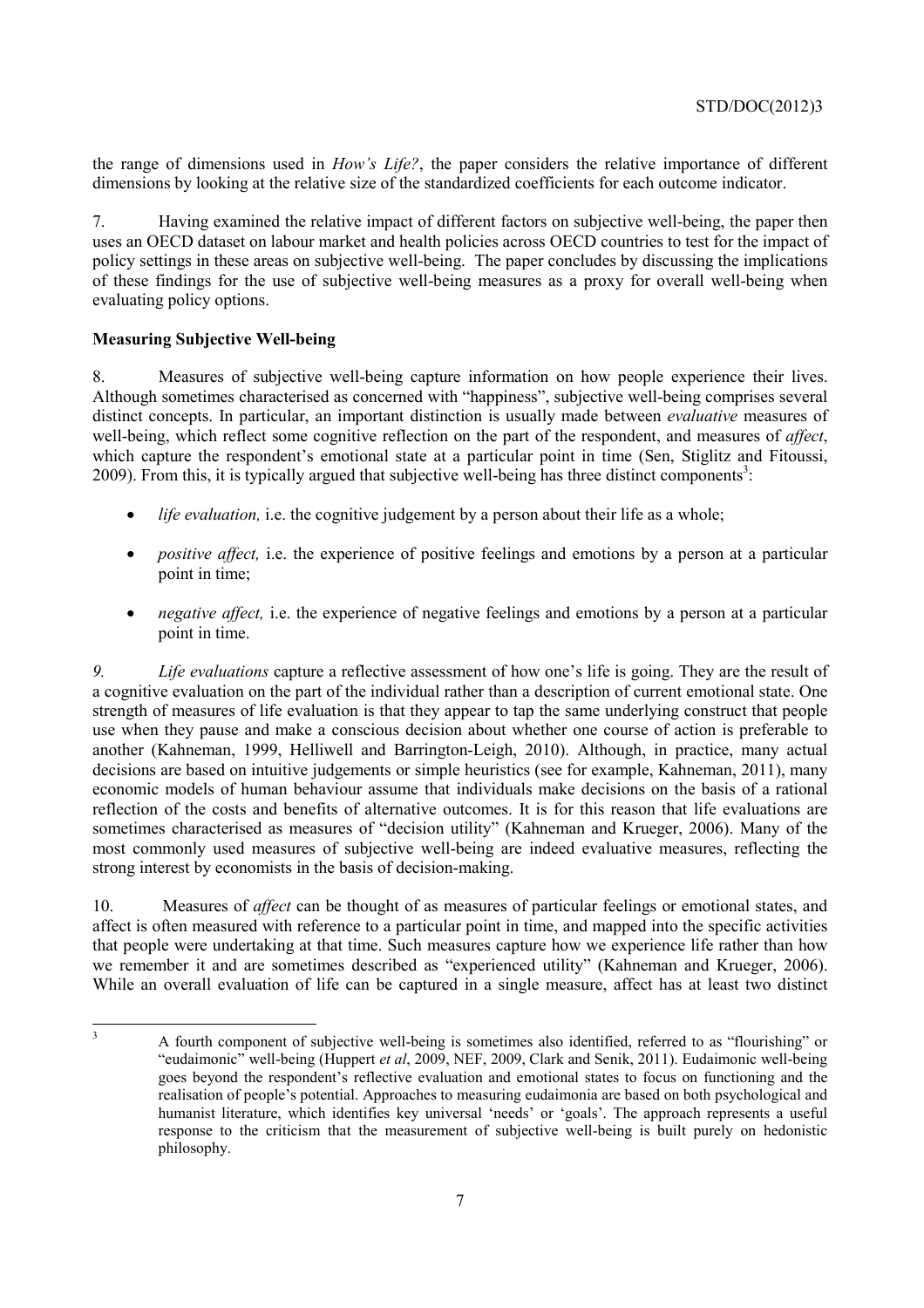the range of dimensions used in *How's Life?*, the paper considers the relative importance of different dimensions by looking at the relative size of the standardized coefficients for each outcome indicator.

7. Having examined the relative impact of different factors on subjective well-being, the paper then uses an OECD dataset on labour market and health policies across OECD countries to test for the impact of policy settings in these areas on subjective well-being. The paper concludes by discussing the implications of these findings for the use of subjective well-being measures as a proxy for overall well-being when evaluating policy options.

## Measuring Subjective Well-being

8. Measures of subjective well-being capture information on how people experience their lives. Although sometimes characterised as concerned with "happiness", subjective well-being comprises several distinct concepts. In particular, an important distinction is usually made between *evaluative* measures of well-being, which reflect some cognitive reflection on the part of the respondent, and measures of *affect*, which capture the respondent's emotional state at a particular point in time (Sen, Stiglitz and Fitoussi, 2009). From this, it is typically argued that subjective well-being has three distinct components[3]:

- *life evaluation,* i.e. the cognitive judgement by a person about their life as a whole;
- *positive affect,* i.e. the experience of positive feelings and emotions by a person at a particular point in time;
- *negative affect,* i.e. the experience of negative feelings and emotions by a person at a particular point in time.

*9.* *Life evaluations* capture a reflective assessment of how one's life is going. They are the result of a cognitive evaluation on the part of the individual rather than a description of current emotional state. One strength of measures of life evaluation is that they appear to tap the same underlying construct that people use when they pause and make a conscious decision about whether one course of action is preferable to another (Kahneman, 1999, Helliwell and Barrington-Leigh, 2010). Although, in practice, many actual decisions are based on intuitive judgements or simple heuristics (see for example, Kahneman, 2011), many economic models of human behaviour assume that individuals make decisions on the basis of a rational reflection of the costs and benefits of alternative outcomes. It is for this reason that life evaluations are sometimes characterised as measures of "decision utility" (Kahneman and Krueger, 2006). Many of the most commonly used measures of subjective well-being are indeed evaluative measures, reflecting the strong interest by economists in the basis of decision-making.

10. Measures of *affect* can be thought of as measures of particular feelings or emotional states, and affect is often measured with reference to a particular point in time, and mapped into the specific activities that people were undertaking at that time. Such measures capture how we experience life rather than how we remember it and are sometimes described as "experienced utility" (Kahneman and Krueger, 2006). While an overall evaluation of life can be captured in a single measure, affect has at least two distinct

---

[3] A fourth component of subjective well-being is sometimes also identified, referred to as "flourishing" or "eudaimonic" well-being (Huppert *et al*, 2009, NEF, 2009, Clark and Senik, 2011). Eudaimonic well-being goes beyond the respondent's reflective evaluation and emotional states to focus on functioning and the realisation of people's potential. Approaches to measuring eudaimonia are based on both psychological and humanist literature, which identifies key universal 'needs' or 'goals'. The approach represents a useful response to the criticism that the measurement of subjective well-being is built purely on hedonistic philosophy.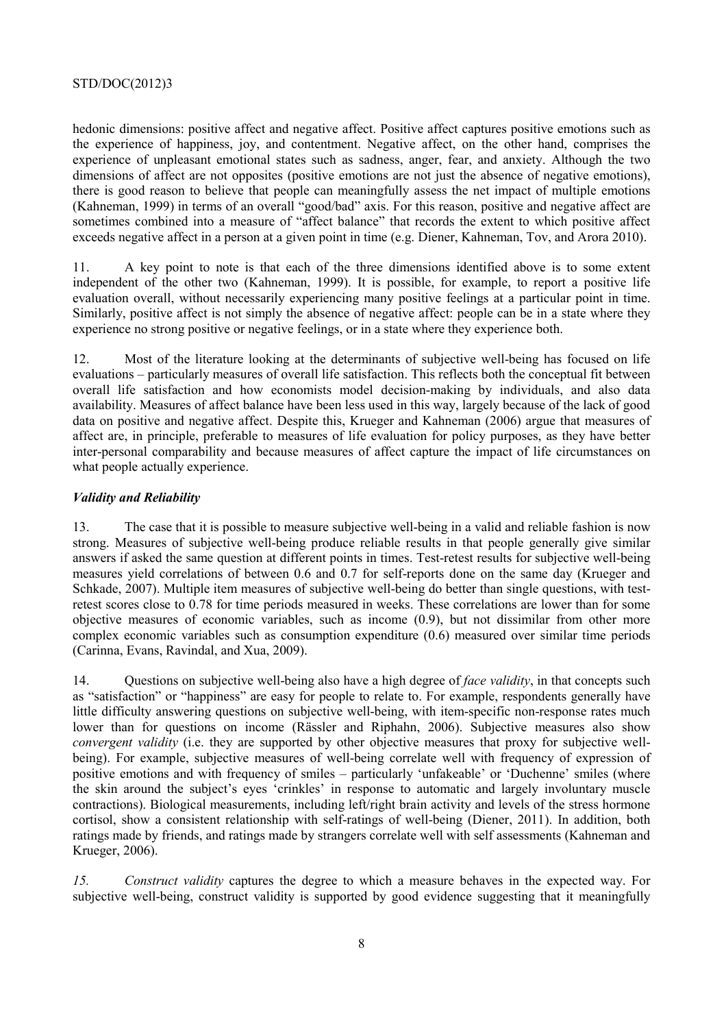hedonic dimensions: positive affect and negative affect. Positive affect captures positive emotions such as the experience of happiness, joy, and contentment. Negative affect, on the other hand, comprises the experience of unpleasant emotional states such as sadness, anger, fear, and anxiety. Although the two dimensions of affect are not opposites (positive emotions are not just the absence of negative emotions), there is good reason to believe that people can meaningfully assess the net impact of multiple emotions (Kahneman, 1999) in terms of an overall "good/bad" axis. For this reason, positive and negative affect are sometimes combined into a measure of "affect balance" that records the extent to which positive affect exceeds negative affect in a person at a given point in time (e.g. Diener, Kahneman, Tov, and Arora 2010).

11. A key point to note is that each of the three dimensions identified above is to some extent independent of the other two (Kahneman, 1999). It is possible, for example, to report a positive life evaluation overall, without necessarily experiencing many positive feelings at a particular point in time. Similarly, positive affect is not simply the absence of negative affect: people can be in a state where they experience no strong positive or negative feelings, or in a state where they experience both.

12. Most of the literature looking at the determinants of subjective well-being has focused on life evaluations – particularly measures of overall life satisfaction. This reflects both the conceptual fit between overall life satisfaction and how economists model decision-making by individuals, and also data availability. Measures of affect balance have been less used in this way, largely because of the lack of good data on positive and negative affect. Despite this, Krueger and Kahneman (2006) argue that measures of affect are, in principle, preferable to measures of life evaluation for policy purposes, as they have better inter-personal comparability and because measures of affect capture the impact of life circumstances on what people actually experience.

### *Validity and Reliability*

13. The case that it is possible to measure subjective well-being in a valid and reliable fashion is now strong. Measures of subjective well-being produce reliable results in that people generally give similar answers if asked the same question at different points in times. Test-retest results for subjective well-being measures yield correlations of between 0.6 and 0.7 for self-reports done on the same day (Krueger and Schkade, 2007). Multiple item measures of subjective well-being do better than single questions, with test-retest scores close to 0.78 for time periods measured in weeks. These correlations are lower than for some objective measures of economic variables, such as income (0.9), but not dissimilar from other more complex economic variables such as consumption expenditure (0.6) measured over similar time periods (Carinna, Evans, Ravindal, and Xua, 2009).

14. Questions on subjective well-being also have a high degree of *face validity*, in that concepts such as "satisfaction" or "happiness" are easy for people to relate to. For example, respondents generally have little difficulty answering questions on subjective well-being, with item-specific non-response rates much lower than for questions on income (Rässler and Riphahn, 2006). Subjective measures also show *convergent validity* (i.e. they are supported by other objective measures that proxy for subjective well-being). For example, subjective measures of well-being correlate well with frequency of expression of positive emotions and with frequency of smiles – particularly 'unfakeable' or 'Duchenne' smiles (where the skin around the subject's eyes 'crinkles' in response to automatic and largely involuntary muscle contractions). Biological measurements, including left/right brain activity and levels of the stress hormone cortisol, show a consistent relationship with self-ratings of well-being (Diener, 2011). In addition, both ratings made by friends, and ratings made by strangers correlate well with self assessments (Kahneman and Krueger, 2006).

*15.* *Construct validity* captures the degree to which a measure behaves in the expected way. For subjective well-being, construct validity is supported by good evidence suggesting that it meaningfully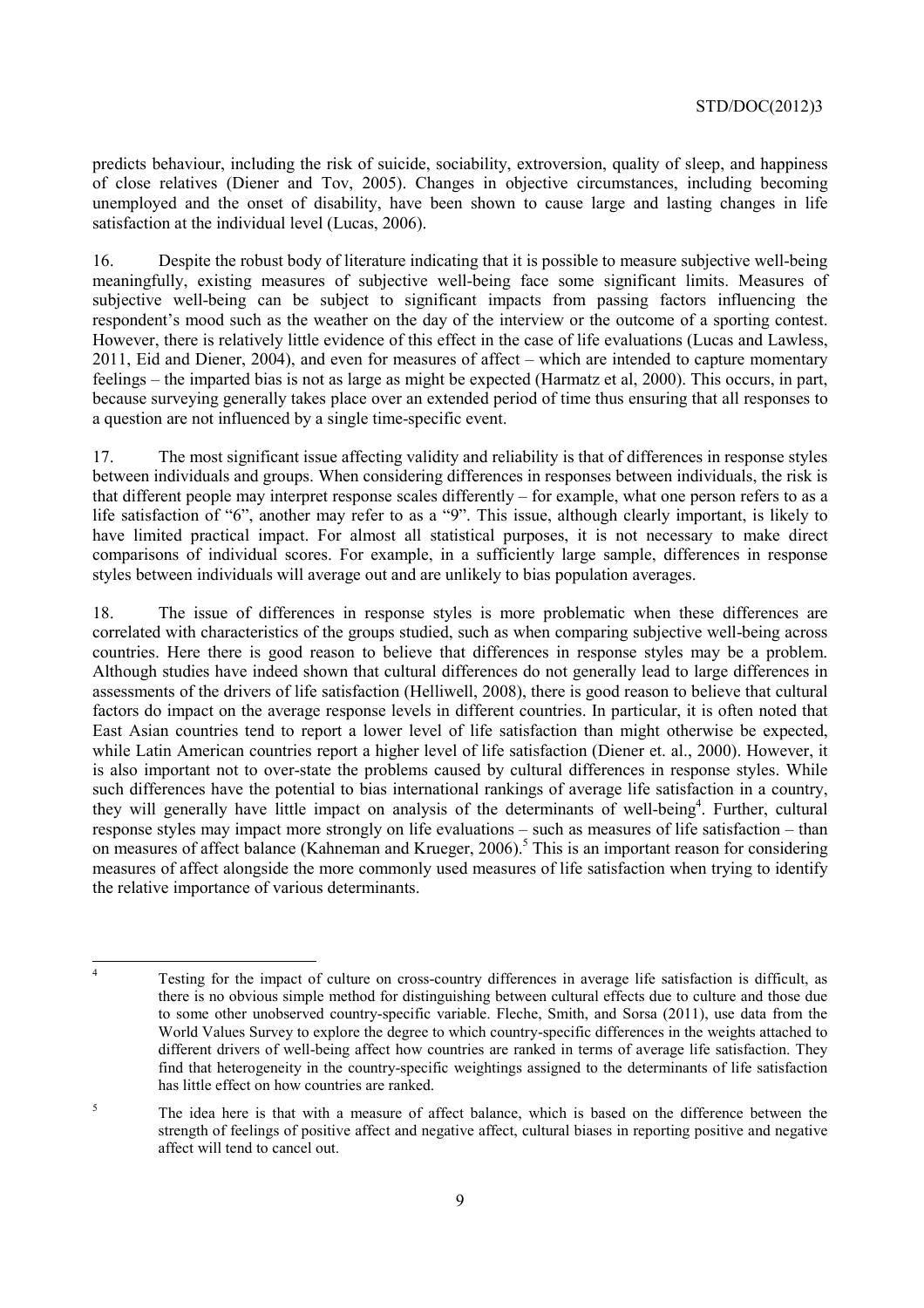predicts behaviour, including the risk of suicide, sociability, extroversion, quality of sleep, and happiness of close relatives (Diener and Tov, 2005). Changes in objective circumstances, including becoming unemployed and the onset of disability, have been shown to cause large and lasting changes in life satisfaction at the individual level (Lucas, 2006).

16. Despite the robust body of literature indicating that it is possible to measure subjective well-being meaningfully, existing measures of subjective well-being face some significant limits. Measures of subjective well-being can be subject to significant impacts from passing factors influencing the respondent's mood such as the weather on the day of the interview or the outcome of a sporting contest. However, there is relatively little evidence of this effect in the case of life evaluations (Lucas and Lawless, 2011, Eid and Diener, 2004), and even for measures of affect – which are intended to capture momentary feelings – the imparted bias is not as large as might be expected (Harmatz et al, 2000). This occurs, in part, because surveying generally takes place over an extended period of time thus ensuring that all responses to a question are not influenced by a single time-specific event.

17. The most significant issue affecting validity and reliability is that of differences in response styles between individuals and groups. When considering differences in responses between individuals, the risk is that different people may interpret response scales differently – for example, what one person refers to as a life satisfaction of "6", another may refer to as a "9". This issue, although clearly important, is likely to have limited practical impact. For almost all statistical purposes, it is not necessary to make direct comparisons of individual scores. For example, in a sufficiently large sample, differences in response styles between individuals will average out and are unlikely to bias population averages.

18. The issue of differences in response styles is more problematic when these differences are correlated with characteristics of the groups studied, such as when comparing subjective well-being across countries. Here there is good reason to believe that differences in response styles may be a problem. Although studies have indeed shown that cultural differences do not generally lead to large differences in assessments of the drivers of life satisfaction (Helliwell, 2008), there is good reason to believe that cultural factors do impact on the average response levels in different countries. In particular, it is often noted that East Asian countries tend to report a lower level of life satisfaction than might otherwise be expected, while Latin American countries report a higher level of life satisfaction (Diener et. al., 2000). However, it is also important not to over-state the problems caused by cultural differences in response styles. While such differences have the potential to bias international rankings of average life satisfaction in a country, they will generally have little impact on analysis of the determinants of well-being[4]. Further, cultural response styles may impact more strongly on life evaluations – such as measures of life satisfaction – than on measures of affect balance (Kahneman and Krueger, 2006).[5] This is an important reason for considering measures of affect alongside the more commonly used measures of life satisfaction when trying to identify the relative importance of various determinants.

---

[4] Testing for the impact of culture on cross-country differences in average life satisfaction is difficult, as there is no obvious simple method for distinguishing between cultural effects due to culture and those due to some other unobserved country-specific variable. Fleche, Smith, and Sorsa (2011), use data from the World Values Survey to explore the degree to which country-specific differences in the weights attached to different drivers of well-being affect how countries are ranked in terms of average life satisfaction. They find that heterogeneity in the country-specific weightings assigned to the determinants of life satisfaction has little effect on how countries are ranked.

[5] The idea here is that with a measure of affect balance, which is based on the difference between the strength of feelings of positive affect and negative affect, cultural biases in reporting positive and negative affect will tend to cancel out.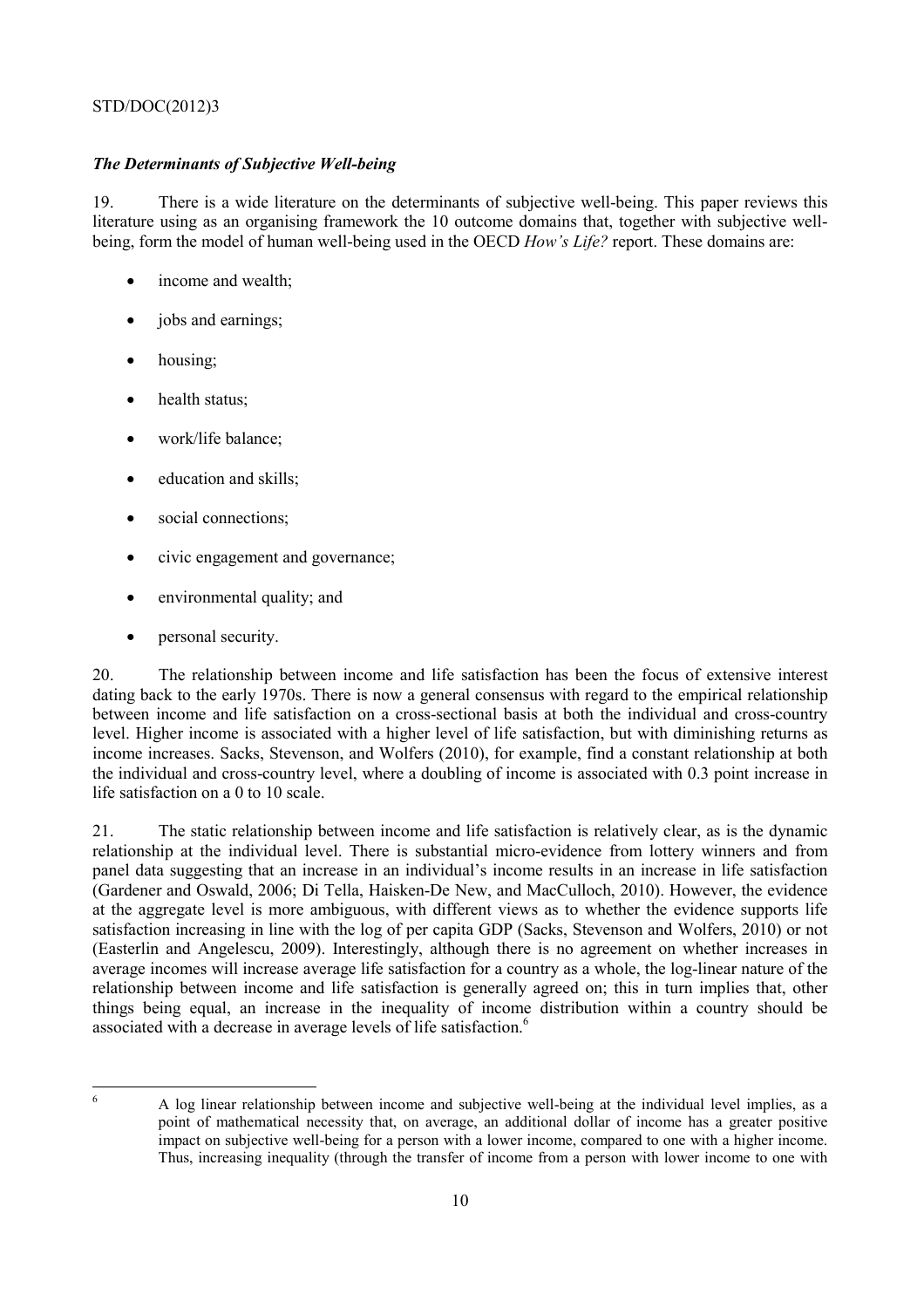### *The Determinants of Subjective Well-being*

19. There is a wide literature on the determinants of subjective well-being. This paper reviews this literature using as an organising framework the 10 outcome domains that, together with subjective well-being, form the model of human well-being used in the OECD *How's Life?* report. These domains are:

- income and wealth;
- jobs and earnings;
- housing;
- health status;
- work/life balance;
- education and skills;
- social connections;
- civic engagement and governance;
- environmental quality; and
- personal security.

20. The relationship between income and life satisfaction has been the focus of extensive interest dating back to the early 1970s. There is now a general consensus with regard to the empirical relationship between income and life satisfaction on a cross-sectional basis at both the individual and cross-country level. Higher income is associated with a higher level of life satisfaction, but with diminishing returns as income increases. Sacks, Stevenson, and Wolfers (2010), for example, find a constant relationship at both the individual and cross-country level, where a doubling of income is associated with 0.3 point increase in life satisfaction on a 0 to 10 scale.

21. The static relationship between income and life satisfaction is relatively clear, as is the dynamic relationship at the individual level. There is substantial micro-evidence from lottery winners and from panel data suggesting that an increase in an individual's income results in an increase in life satisfaction (Gardener and Oswald, 2006; Di Tella, Haisken-De New, and MacCulloch, 2010). However, the evidence at the aggregate level is more ambiguous, with different views as to whether the evidence supports life satisfaction increasing in line with the log of per capita GDP (Sacks, Stevenson and Wolfers, 2010) or not (Easterlin and Angelescu, 2009). Interestingly, although there is no agreement on whether increases in average incomes will increase average life satisfaction for a country as a whole, the log-linear nature of the relationship between income and life satisfaction is generally agreed on; this in turn implies that, other things being equal, an increase in the inequality of income distribution within a country should be associated with a decrease in average levels of life satisfaction.[6]

---

[6] A log linear relationship between income and subjective well-being at the individual level implies, as a point of mathematical necessity that, on average, an additional dollar of income has a greater positive impact on subjective well-being for a person with a lower income, compared to one with a higher income. Thus, increasing inequality (through the transfer of income from a person with lower income to one with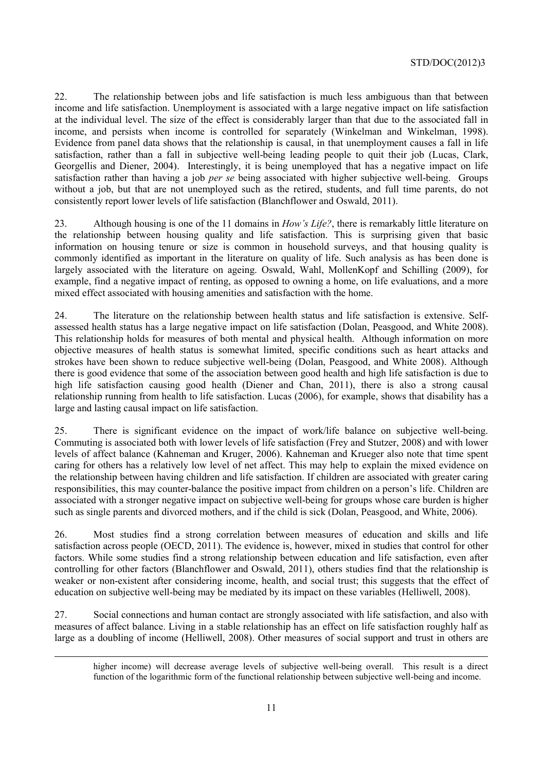22. The relationship between jobs and life satisfaction is much less ambiguous than that between income and life satisfaction. Unemployment is associated with a large negative impact on life satisfaction at the individual level. The size of the effect is considerably larger than that due to the associated fall in income, and persists when income is controlled for separately (Winkelman and Winkelman, 1998). Evidence from panel data shows that the relationship is causal, in that unemployment causes a fall in life satisfaction, rather than a fall in subjective well-being leading people to quit their job (Lucas, Clark, Georgellis and Diener, 2004). Interestingly, it is being unemployed that has a negative impact on life satisfaction rather than having a job *per se* being associated with higher subjective well-being. Groups without a job, but that are not unemployed such as the retired, students, and full time parents, do not consistently report lower levels of life satisfaction (Blanchflower and Oswald, 2011).

23. Although housing is one of the 11 domains in *How's Life?*, there is remarkably little literature on the relationship between housing quality and life satisfaction. This is surprising given that basic information on housing tenure or size is common in household surveys, and that housing quality is commonly identified as important in the literature on quality of life. Such analysis as has been done is largely associated with the literature on ageing. Oswald, Wahl, MollenKopf and Schilling (2009), for example, find a negative impact of renting, as opposed to owning a home, on life evaluations, and a more mixed effect associated with housing amenities and satisfaction with the home.

24. The literature on the relationship between health status and life satisfaction is extensive. Self-assessed health status has a large negative impact on life satisfaction (Dolan, Peasgood, and White 2008). This relationship holds for measures of both mental and physical health. Although information on more objective measures of health status is somewhat limited, specific conditions such as heart attacks and strokes have been shown to reduce subjective well-being (Dolan, Peasgood, and White 2008). Although there is good evidence that some of the association between good health and high life satisfaction is due to high life satisfaction causing good health (Diener and Chan, 2011), there is also a strong causal relationship running from health to life satisfaction. Lucas (2006), for example, shows that disability has a large and lasting causal impact on life satisfaction.

25. There is significant evidence on the impact of work/life balance on subjective well-being. Commuting is associated both with lower levels of life satisfaction (Frey and Stutzer, 2008) and with lower levels of affect balance (Kahneman and Kruger, 2006). Kahneman and Krueger also note that time spent caring for others has a relatively low level of net affect. This may help to explain the mixed evidence on the relationship between having children and life satisfaction. If children are associated with greater caring responsibilities, this may counter-balance the positive impact from children on a person's life. Children are associated with a stronger negative impact on subjective well-being for groups whose care burden is higher such as single parents and divorced mothers, and if the child is sick (Dolan, Peasgood, and White, 2006).

26. Most studies find a strong correlation between measures of education and skills and life satisfaction across people (OECD, 2011). The evidence is, however, mixed in studies that control for other factors. While some studies find a strong relationship between education and life satisfaction, even after controlling for other factors (Blanchflower and Oswald, 2011), others studies find that the relationship is weaker or non-existent after considering income, health, and social trust; this suggests that the effect of education on subjective well-being may be mediated by its impact on these variables (Helliwell, 2008).

27. Social connections and human contact are strongly associated with life satisfaction, and also with measures of affect balance. Living in a stable relationship has an effect on life satisfaction roughly half as large as a doubling of income (Helliwell, 2008). Other measures of social support and trust in others are

higher income) will decrease average levels of subjective well-being overall. This result is a direct function of the logarithmic form of the functional relationship between subjective well-being and income.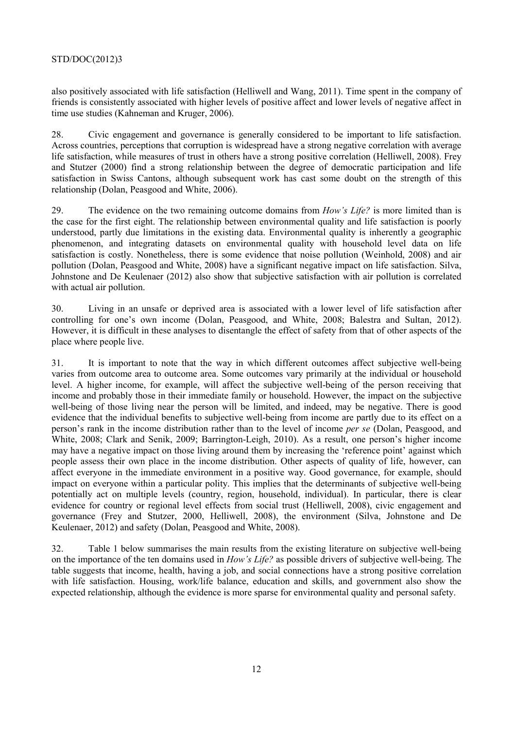also positively associated with life satisfaction (Helliwell and Wang, 2011). Time spent in the company of friends is consistently associated with higher levels of positive affect and lower levels of negative affect in time use studies (Kahneman and Kruger, 2006).

28. Civic engagement and governance is generally considered to be important to life satisfaction. Across countries, perceptions that corruption is widespread have a strong negative correlation with average life satisfaction, while measures of trust in others have a strong positive correlation (Helliwell, 2008). Frey and Stutzer (2000) find a strong relationship between the degree of democratic participation and life satisfaction in Swiss Cantons, although subsequent work has cast some doubt on the strength of this relationship (Dolan, Peasgood and White, 2006).

29. The evidence on the two remaining outcome domains from *How's Life?* is more limited than is the case for the first eight. The relationship between environmental quality and life satisfaction is poorly understood, partly due limitations in the existing data. Environmental quality is inherently a geographic phenomenon, and integrating datasets on environmental quality with household level data on life satisfaction is costly. Nonetheless, there is some evidence that noise pollution (Weinhold, 2008) and air pollution (Dolan, Peasgood and White, 2008) have a significant negative impact on life satisfaction. Silva, Johnstone and De Keulenaer (2012) also show that subjective satisfaction with air pollution is correlated with actual air pollution.

30. Living in an unsafe or deprived area is associated with a lower level of life satisfaction after controlling for one's own income (Dolan, Peasgood, and White, 2008; Balestra and Sultan, 2012). However, it is difficult in these analyses to disentangle the effect of safety from that of other aspects of the place where people live.

31. It is important to note that the way in which different outcomes affect subjective well-being varies from outcome area to outcome area. Some outcomes vary primarily at the individual or household level. A higher income, for example, will affect the subjective well-being of the person receiving that income and probably those in their immediate family or household. However, the impact on the subjective well-being of those living near the person will be limited, and indeed, may be negative. There is good evidence that the individual benefits to subjective well-being from income are partly due to its effect on a person's rank in the income distribution rather than to the level of income *per se* (Dolan, Peasgood, and White, 2008; Clark and Senik, 2009; Barrington-Leigh, 2010). As a result, one person's higher income may have a negative impact on those living around them by increasing the 'reference point' against which people assess their own place in the income distribution. Other aspects of quality of life, however, can affect everyone in the immediate environment in a positive way. Good governance, for example, should impact on everyone within a particular polity. This implies that the determinants of subjective well-being potentially act on multiple levels (country, region, household, individual). In particular, there is clear evidence for country or regional level effects from social trust (Helliwell, 2008), civic engagement and governance (Frey and Stutzer, 2000, Helliwell, 2008), the environment (Silva, Johnstone and De Keulenaer, 2012) and safety (Dolan, Peasgood and White, 2008).

32. Table 1 below summarises the main results from the existing literature on subjective well-being on the importance of the ten domains used in *How's Life?* as possible drivers of subjective well-being. The table suggests that income, health, having a job, and social connections have a strong positive correlation with life satisfaction. Housing, work/life balance, education and skills, and government also show the expected relationship, although the evidence is more sparse for environmental quality and personal safety.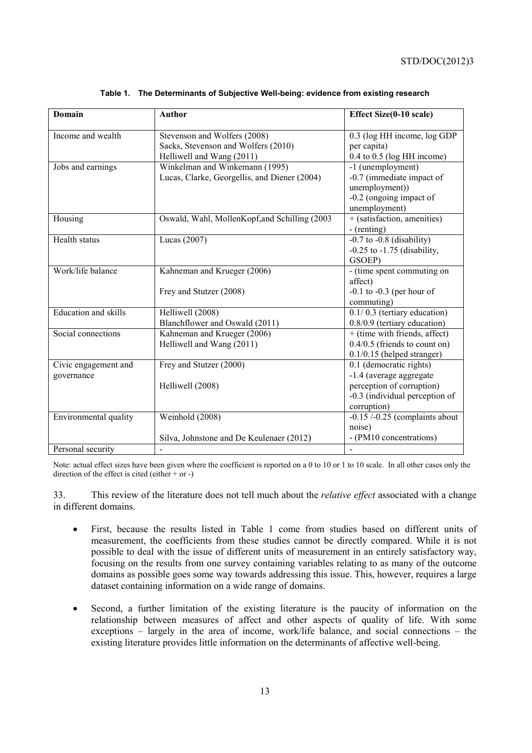**Table 1. The Determinants of Subjective Well-being: evidence from existing research**

| Domain | Author | Effect Size(0-10 scale) |
|---|---|---|
| Income and wealth | Stevenson and Wolfers (2008)<br>Sacks, Stevenson and Wolfers (2010)<br>Helliwell and Wang (2011) | 0.3 (log HH income, log GDP per capita)<br>0.4 to 0.5 (log HH income) |
| Jobs and earnings | Winkelman and Winkemann (1995)<br>Lucas, Clarke, Georgellis, and Diener (2004) | -1 (unemployment)<br>-0.7 (immediate impact of unemployment))<br>-0.2 (ongoing impact of unemployment) |
| Housing | Oswald, Wahl, MollenKopf,and Schilling (2003 | + (satisfaction, amenities)<br>- (renting) |
| Health status | Lucas (2007) | -0.7 to -0.8 (disability)<br>-0.25 to -1.75 (disability, GSOEP) |
| Work/life balance | Kahneman and Krueger (2006)<br><br>Frey and Stutzer (2008) | - (time spent commuting on affect)<br>-0.1 to -0.3 (per hour of commuting) |
| Education and skills | Helliwell (2008)<br>Blanchflower and Oswald (2011) | 0.1/ 0.3 (tertiary education)<br>0.8/0.9 (tertiary education) |
| Social connections | Kahneman and Krueger (2006)<br>Helliwell and Wang (2011) | + (time with friends, affect)<br>0.4/0.5 (friends to count on)<br>0.1/0.15 (helped stranger) |
| Civic engagement and governance | Frey and Stutzer (2000)<br><br>Helliwell (2008) | 0.1 (democratic rights)<br>-1.4 (average aggregate perception of corruption)<br>-0.3 (individual perception of corruption) |
| Environmental quality | Weinhold (2008)<br><br>Silva, Johnstone and De Keulenaer (2012) | -0.15 /-0.25 (complaints about noise)<br>- (PM10 concentrations) |
| Personal security | - | - |

Note: actual effect sizes have been given where the coefficient is reported on a 0 to 10 or 1 to 10 scale. In all other cases only the direction of the effect is cited (either + or -)

33. This review of the literature does not tell much about the *relative effect* associated with a change in different domains.

- First, because the results listed in Table 1 come from studies based on different units of measurement, the coefficients from these studies cannot be directly compared. While it is not possible to deal with the issue of different units of measurement in an entirely satisfactory way, focusing on the results from one survey containing variables relating to as many of the outcome domains as possible goes some way towards addressing this issue. This, however, requires a large dataset containing information on a wide range of domains.

- Second, a further limitation of the existing literature is the paucity of information on the relationship between measures of affect and other aspects of quality of life. With some exceptions – largely in the area of income, work/life balance, and social connections – the existing literature provides little information on the determinants of affective well-being.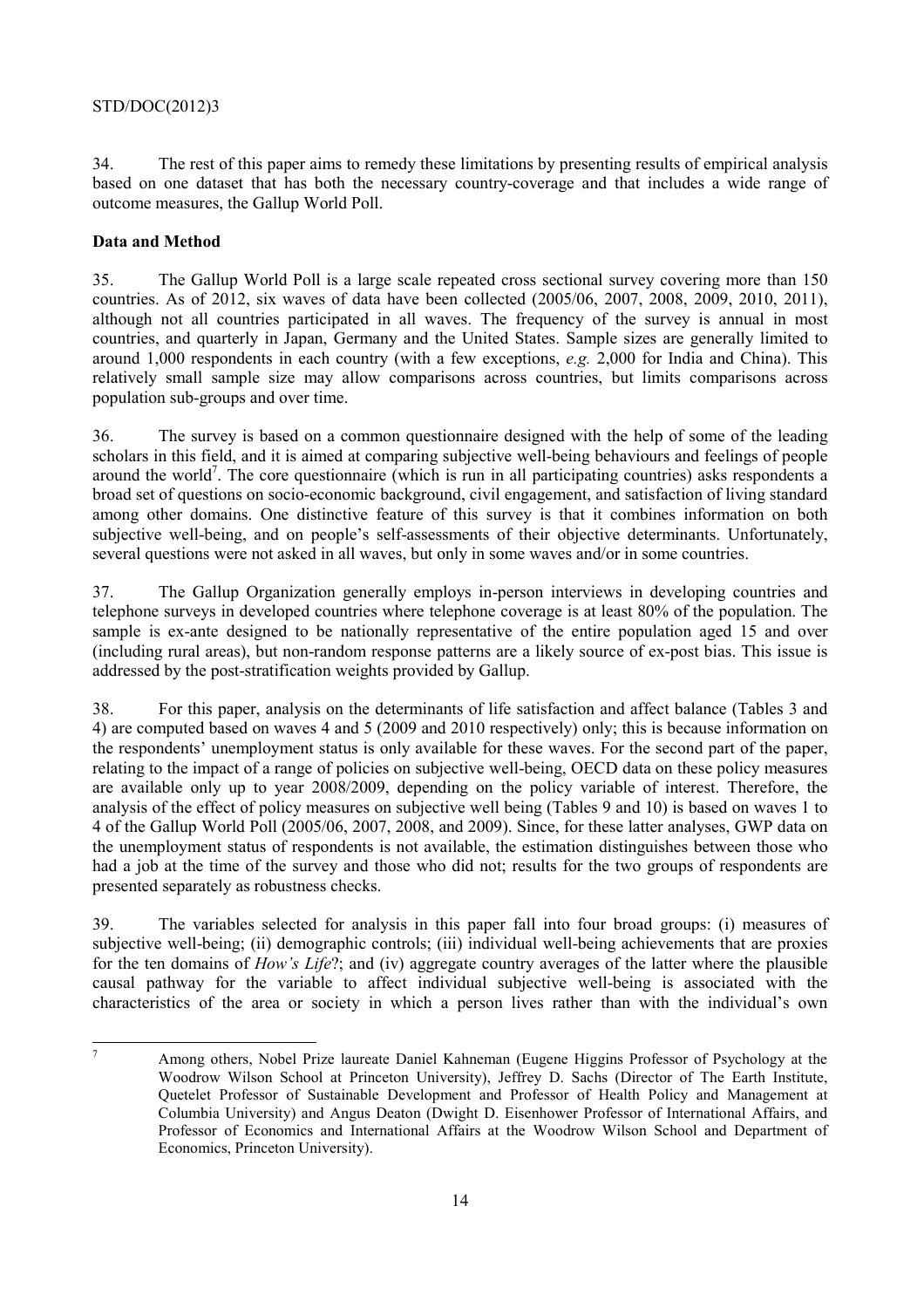34. The rest of this paper aims to remedy these limitations by presenting results of empirical analysis based on one dataset that has both the necessary country-coverage and that includes a wide range of outcome measures, the Gallup World Poll.

**Data and Method**

35. The Gallup World Poll is a large scale repeated cross sectional survey covering more than 150 countries. As of 2012, six waves of data have been collected (2005/06, 2007, 2008, 2009, 2010, 2011), although not all countries participated in all waves. The frequency of the survey is annual in most countries, and quarterly in Japan, Germany and the United States. Sample sizes are generally limited to around 1,000 respondents in each country (with a few exceptions, *e.g.* 2,000 for India and China). This relatively small sample size may allow comparisons across countries, but limits comparisons across population sub-groups and over time.

36. The survey is based on a common questionnaire designed with the help of some of the leading scholars in this field, and it is aimed at comparing subjective well-being behaviours and feelings of people around the world[7]. The core questionnaire (which is run in all participating countries) asks respondents a broad set of questions on socio-economic background, civil engagement, and satisfaction of living standard among other domains. One distinctive feature of this survey is that it combines information on both subjective well-being, and on people's self-assessments of their objective determinants. Unfortunately, several questions were not asked in all waves, but only in some waves and/or in some countries.

37. The Gallup Organization generally employs in-person interviews in developing countries and telephone surveys in developed countries where telephone coverage is at least 80% of the population. The sample is ex-ante designed to be nationally representative of the entire population aged 15 and over (including rural areas), but non-random response patterns are a likely source of ex-post bias. This issue is addressed by the post-stratification weights provided by Gallup.

38. For this paper, analysis on the determinants of life satisfaction and affect balance (Tables 3 and 4) are computed based on waves 4 and 5 (2009 and 2010 respectively) only; this is because information on the respondents' unemployment status is only available for these waves. For the second part of the paper, relating to the impact of a range of policies on subjective well-being, OECD data on these policy measures are available only up to year 2008/2009, depending on the policy variable of interest. Therefore, the analysis of the effect of policy measures on subjective well being (Tables 9 and 10) is based on waves 1 to 4 of the Gallup World Poll (2005/06, 2007, 2008, and 2009). Since, for these latter analyses, GWP data on the unemployment status of respondents is not available, the estimation distinguishes between those who had a job at the time of the survey and those who did not; results for the two groups of respondents are presented separately as robustness checks.

39. The variables selected for analysis in this paper fall into four broad groups: (i) measures of subjective well-being; (ii) demographic controls; (iii) individual well-being achievements that are proxies for the ten domains of *How's Life*?; and (iv) aggregate country averages of the latter where the plausible causal pathway for the variable to affect individual subjective well-being is associated with the characteristics of the area or society in which a person lives rather than with the individual's own

[7] Among others, Nobel Prize laureate Daniel Kahneman (Eugene Higgins Professor of Psychology at the Woodrow Wilson School at Princeton University), Jeffrey D. Sachs (Director of The Earth Institute, Quetelet Professor of Sustainable Development and Professor of Health Policy and Management at Columbia University) and Angus Deaton (Dwight D. Eisenhower Professor of International Affairs, and Professor of Economics and International Affairs at the Woodrow Wilson School and Department of Economics, Princeton University).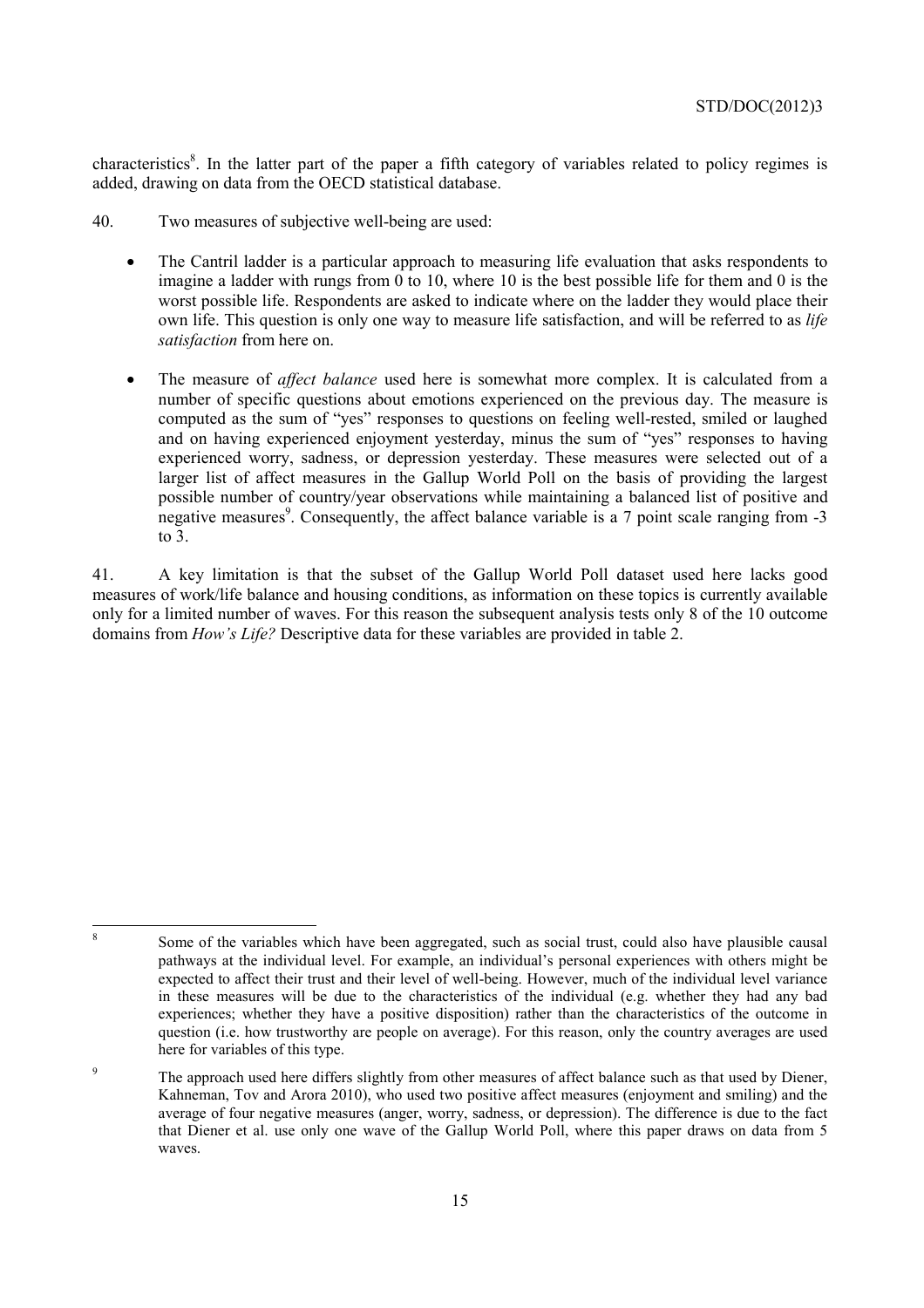characteristics[8]. In the latter part of the paper a fifth category of variables related to policy regimes is added, drawing on data from the OECD statistical database.

40. Two measures of subjective well-being are used:

- The Cantril ladder is a particular approach to measuring life evaluation that asks respondents to imagine a ladder with rungs from 0 to 10, where 10 is the best possible life for them and 0 is the worst possible life. Respondents are asked to indicate where on the ladder they would place their own life. This question is only one way to measure life satisfaction, and will be referred to as *life satisfaction* from here on.

- The measure of *affect balance* used here is somewhat more complex. It is calculated from a number of specific questions about emotions experienced on the previous day. The measure is computed as the sum of "yes" responses to questions on feeling well-rested, smiled or laughed and on having experienced enjoyment yesterday, minus the sum of "yes" responses to having experienced worry, sadness, or depression yesterday. These measures were selected out of a larger list of affect measures in the Gallup World Poll on the basis of providing the largest possible number of country/year observations while maintaining a balanced list of positive and negative measures[9]. Consequently, the affect balance variable is a 7 point scale ranging from -3 to 3.

41. A key limitation is that the subset of the Gallup World Poll dataset used here lacks good measures of work/life balance and housing conditions, as information on these topics is currently available only for a limited number of waves. For this reason the subsequent analysis tests only 8 of the 10 outcome domains from *How's Life?* Descriptive data for these variables are provided in table 2.

---

[8] Some of the variables which have been aggregated, such as social trust, could also have plausible causal pathways at the individual level. For example, an individual's personal experiences with others might be expected to affect their trust and their level of well-being. However, much of the individual level variance in these measures will be due to the characteristics of the individual (e.g. whether they had any bad experiences; whether they have a positive disposition) rather than the characteristics of the outcome in question (i.e. how trustworthy are people on average). For this reason, only the country averages are used here for variables of this type.

[9] The approach used here differs slightly from other measures of affect balance such as that used by Diener, Kahneman, Tov and Arora 2010), who used two positive affect measures (enjoyment and smiling) and the average of four negative measures (anger, worry, sadness, or depression). The difference is due to the fact that Diener et al. use only one wave of the Gallup World Poll, where this paper draws on data from 5 waves.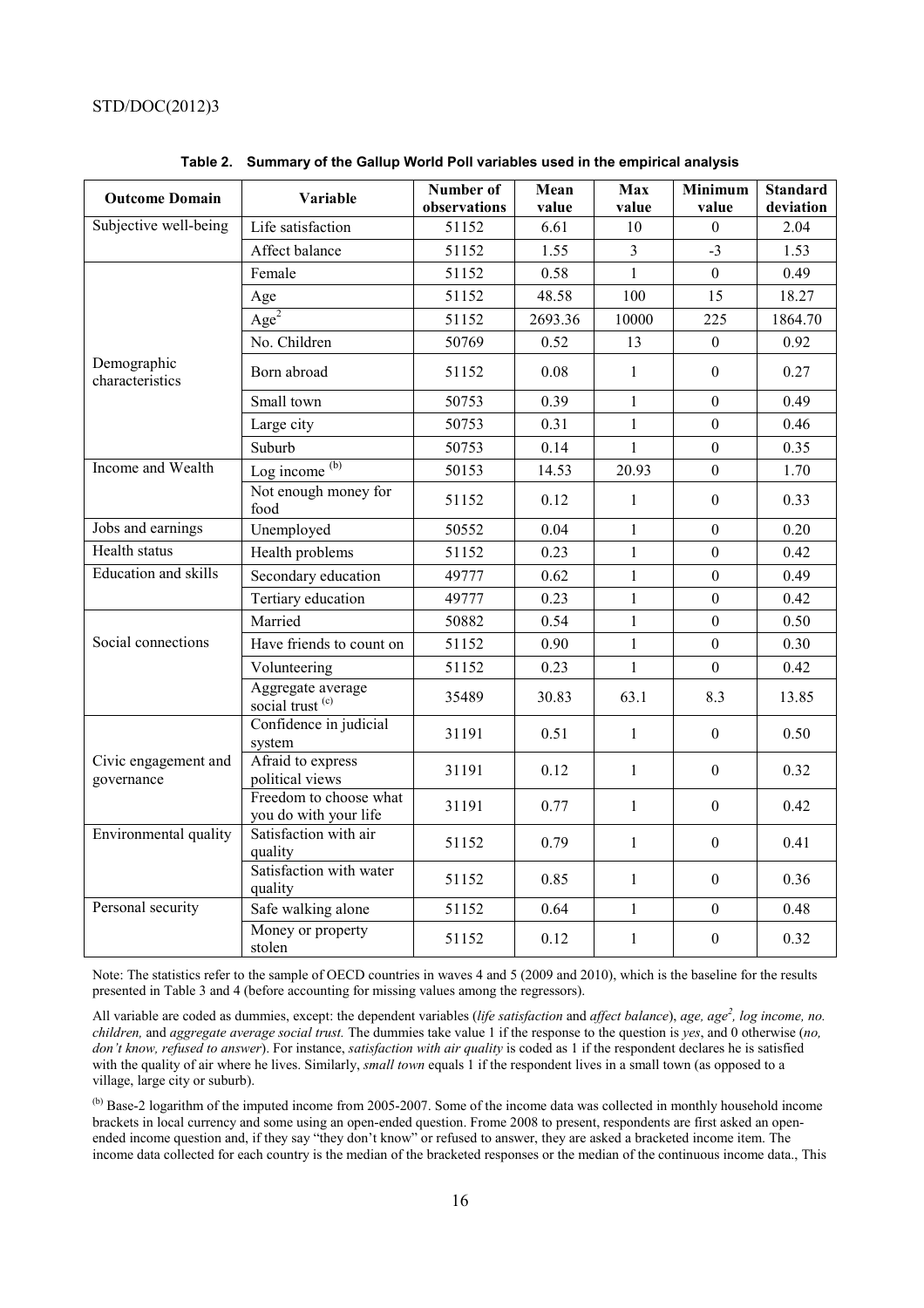**Table 2. Summary of the Gallup World Poll variables used in the empirical analysis**

| Outcome Domain | Variable | Number of observations | Mean value | Max value | Minimum value | Standard deviation |
|---|---|---|---|---|---|---|
| Subjective well-being | Life satisfaction | 51152 | 6.61 | 10 | 0 | 2.04 |
| | Affect balance | 51152 | 1.55 | 3 | -3 | 1.53 |
| Demographic characteristics | Female | 51152 | 0.58 | 1 | 0 | 0.49 |
| | Age | 51152 | 48.58 | 100 | 15 | 18.27 |
| | $Age^2$ | 51152 | 2693.36 | 10000 | 225 | 1864.70 |
| | No. Children | 50769 | 0.52 | 13 | 0 | 0.92 |
| | Born abroad | 51152 | 0.08 | 1 | 0 | 0.27 |
| | Small town | 50753 | 0.39 | 1 | 0 | 0.49 |
| | Large city | 50753 | 0.31 | 1 | 0 | 0.46 |
| | Suburb | 50753 | 0.14 | 1 | 0 | 0.35 |
| Income and Wealth | Log income [(b)] | 50153 | 14.53 | 20.93 | 0 | 1.70 |
| | Not enough money for food | 51152 | 0.12 | 1 | 0 | 0.33 |
| Jobs and earnings | Unemployed | 50552 | 0.04 | 1 | 0 | 0.20 |
| Health status | Health problems | 51152 | 0.23 | 1 | 0 | 0.42 |
| Education and skills | Secondary education | 49777 | 0.62 | 1 | 0 | 0.49 |
| | Tertiary education | 49777 | 0.23 | 1 | 0 | 0.42 |
| Social connections | Married | 50882 | 0.54 | 1 | 0 | 0.50 |
| | Have friends to count on | 51152 | 0.90 | 1 | 0 | 0.30 |
| | Volunteering | 51152 | 0.23 | 1 | 0 | 0.42 |
| | Aggregate average social trust [(c)] | 35489 | 30.83 | 63.1 | 8.3 | 13.85 |
| Civic engagement and governance | Confidence in judicial system | 31191 | 0.51 | 1 | 0 | 0.50 |
| | Afraid to express political views | 31191 | 0.12 | 1 | 0 | 0.32 |
| | Freedom to choose what you do with your life | 31191 | 0.77 | 1 | 0 | 0.42 |
| Environmental quality | Satisfaction with air quality | 51152 | 0.79 | 1 | 0 | 0.41 |
| | Satisfaction with water quality | 51152 | 0.85 | 1 | 0 | 0.36 |
| Personal security | Safe walking alone | 51152 | 0.64 | 1 | 0 | 0.48 |
| | Money or property stolen | 51152 | 0.12 | 1 | 0 | 0.32 |

Note: The statistics refer to the sample of OECD countries in waves 4 and 5 (2009 and 2010), which is the baseline for the results presented in Table 3 and 4 (before accounting for missing values among the regressors).

All variable are coded as dummies, except: the dependent variables (*life satisfaction* and *affect balance*), *age, age$^2$, log income, no. children,* and *aggregate average social trust.* The dummies take value 1 if the response to the question is *yes*, and 0 otherwise (*no, don't know, refused to answer*). For instance, *satisfaction with air quality* is coded as 1 if the respondent declares he is satisfied with the quality of air where he lives. Similarly, *small town* equals 1 if the respondent lives in a small town (as opposed to a village, large city or suburb).

(b) Base-2 logarithm of the imputed income from 2005-2007. Some of the income data was collected in monthly household income brackets in local currency and some using an open-ended question. Frome 2008 to present, respondents are first asked an open-ended income question and, if they say "they don't know" or refused to answer, they are asked a bracketed income item. The income data collected for each country is the median of the bracketed responses or the median of the continuous income data., This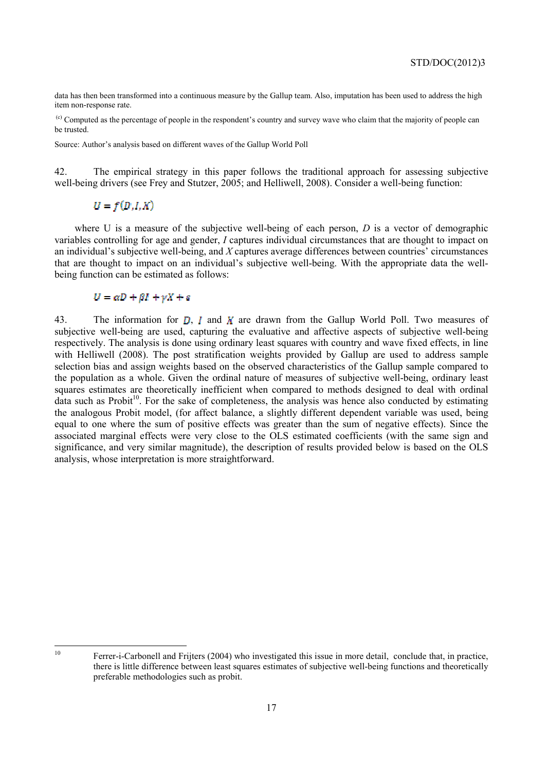data has then been transformed into a continuous measure by the Gallup team. Also, imputation has been used to address the high item non-response rate.

(c) Computed as the percentage of people in the respondent's country and survey wave who claim that the majority of people can be trusted.

Source: Author's analysis based on different waves of the Gallup World Poll

42. The empirical strategy in this paper follows the traditional approach for assessing subjective well-being drivers (see Frey and Stutzer, 2005; and Helliwell, 2008). Consider a well-being function:

$$U = f(D, I, X)$$

where U is a measure of the subjective well-being of each person, $D$ is a vector of demographic variables controlling for age and gender, $I$ captures individual circumstances that are thought to impact on an individual's subjective well-being, and $X$ captures average differences between countries' circumstances that are thought to impact on an individual's subjective well-being. With the appropriate data the well-being function can be estimated as follows:

$$U = \alpha D + \beta I + \gamma X + \varepsilon$$

43. The information for $D$, $I$ and $X$ are drawn from the Gallup World Poll. Two measures of subjective well-being are used, capturing the evaluative and affective aspects of subjective well-being respectively. The analysis is done using ordinary least squares with country and wave fixed effects, in line with Helliwell (2008). The post stratification weights provided by Gallup are used to address sample selection bias and assign weights based on the observed characteristics of the Gallup sample compared to the population as a whole. Given the ordinal nature of measures of subjective well-being, ordinary least squares estimates are theoretically inefficient when compared to methods designed to deal with ordinal data such as Probit[10]. For the sake of completeness, the analysis was hence also conducted by estimating the analogous Probit model, (for affect balance, a slightly different dependent variable was used, being equal to one where the sum of positive effects was greater than the sum of negative effects). Since the associated marginal effects were very close to the OLS estimated coefficients (with the same sign and significance, and very similar magnitude), the description of results provided below is based on the OLS analysis, whose interpretation is more straightforward.

[10] Ferrer-i-Carbonell and Frijters (2004) who investigated this issue in more detail, conclude that, in practice, there is little difference between least squares estimates of subjective well-being functions and theoretically preferable methodologies such as probit.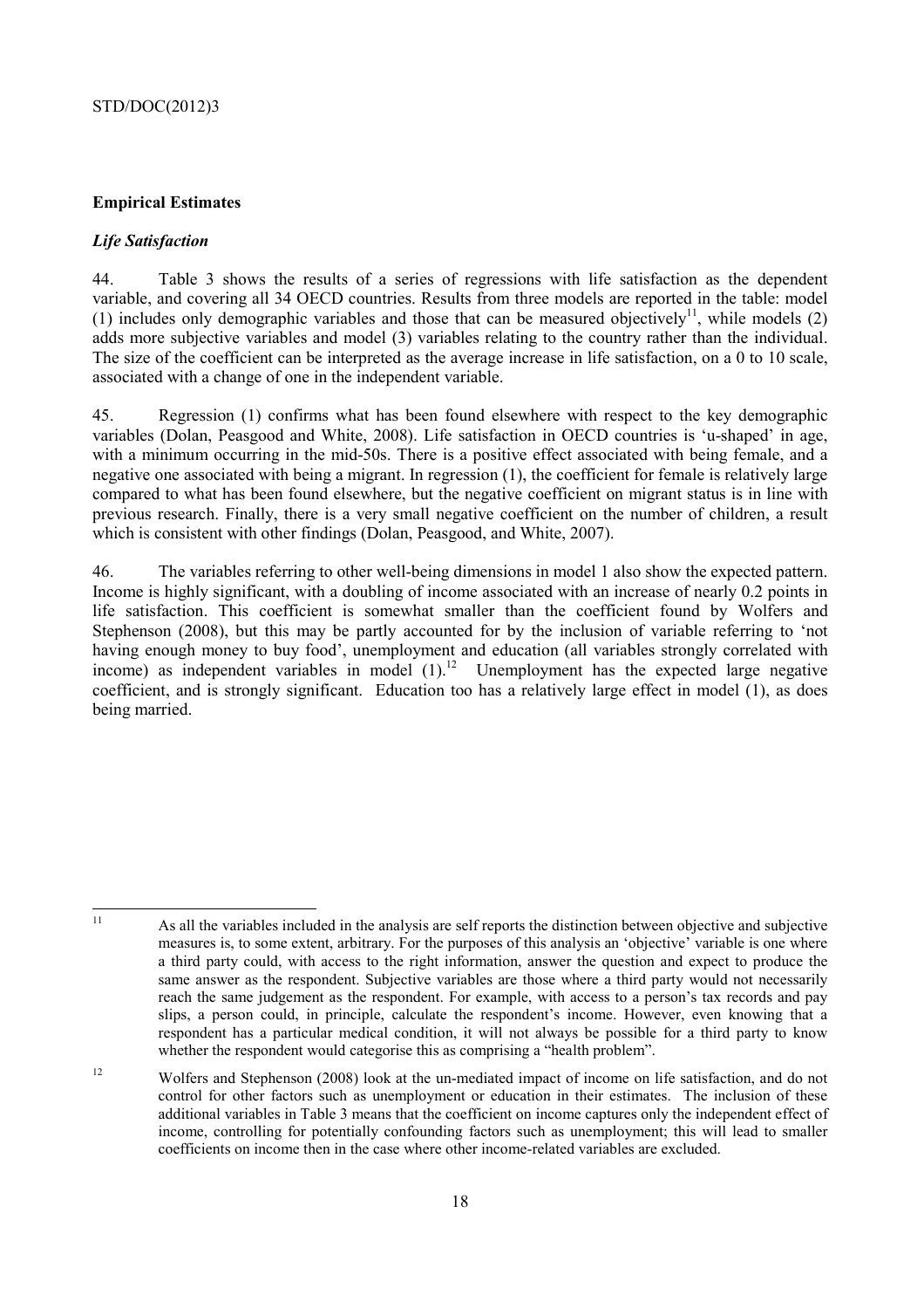**Empirical Estimates**

***Life Satisfaction***

44. Table 3 shows the results of a series of regressions with life satisfaction as the dependent variable, and covering all 34 OECD countries. Results from three models are reported in the table: model (1) includes only demographic variables and those that can be measured objectively[11], while models (2) adds more subjective variables and model (3) variables relating to the country rather than the individual. The size of the coefficient can be interpreted as the average increase in life satisfaction, on a 0 to 10 scale, associated with a change of one in the independent variable.

45. Regression (1) confirms what has been found elsewhere with respect to the key demographic variables (Dolan, Peasgood and White, 2008). Life satisfaction in OECD countries is 'u-shaped' in age, with a minimum occurring in the mid-50s. There is a positive effect associated with being female, and a negative one associated with being a migrant. In regression (1), the coefficient for female is relatively large compared to what has been found elsewhere, but the negative coefficient on migrant status is in line with previous research. Finally, there is a very small negative coefficient on the number of children, a result which is consistent with other findings (Dolan, Peasgood, and White, 2007).

46. The variables referring to other well-being dimensions in model 1 also show the expected pattern. Income is highly significant, with a doubling of income associated with an increase of nearly 0.2 points in life satisfaction. This coefficient is somewhat smaller than the coefficient found by Wolfers and Stephenson (2008), but this may be partly accounted for by the inclusion of variable referring to 'not having enough money to buy food', unemployment and education (all variables strongly correlated with income) as independent variables in model (1).[12] Unemployment has the expected large negative coefficient, and is strongly significant. Education too has a relatively large effect in model (1), as does being married.

---

[11] As all the variables included in the analysis are self reports the distinction between objective and subjective measures is, to some extent, arbitrary. For the purposes of this analysis an 'objective' variable is one where a third party could, with access to the right information, answer the question and expect to produce the same answer as the respondent. Subjective variables are those where a third party would not necessarily reach the same judgement as the respondent. For example, with access to a person's tax records and pay slips, a person could, in principle, calculate the respondent's income. However, even knowing that a respondent has a particular medical condition, it will not always be possible for a third party to know whether the respondent would categorise this as comprising a "health problem".

[12] Wolfers and Stephenson (2008) look at the un-mediated impact of income on life satisfaction, and do not control for other factors such as unemployment or education in their estimates. The inclusion of these additional variables in Table 3 means that the coefficient on income captures only the independent effect of income, controlling for potentially confounding factors such as unemployment; this will lead to smaller coefficients on income then in the case where other income-related variables are excluded.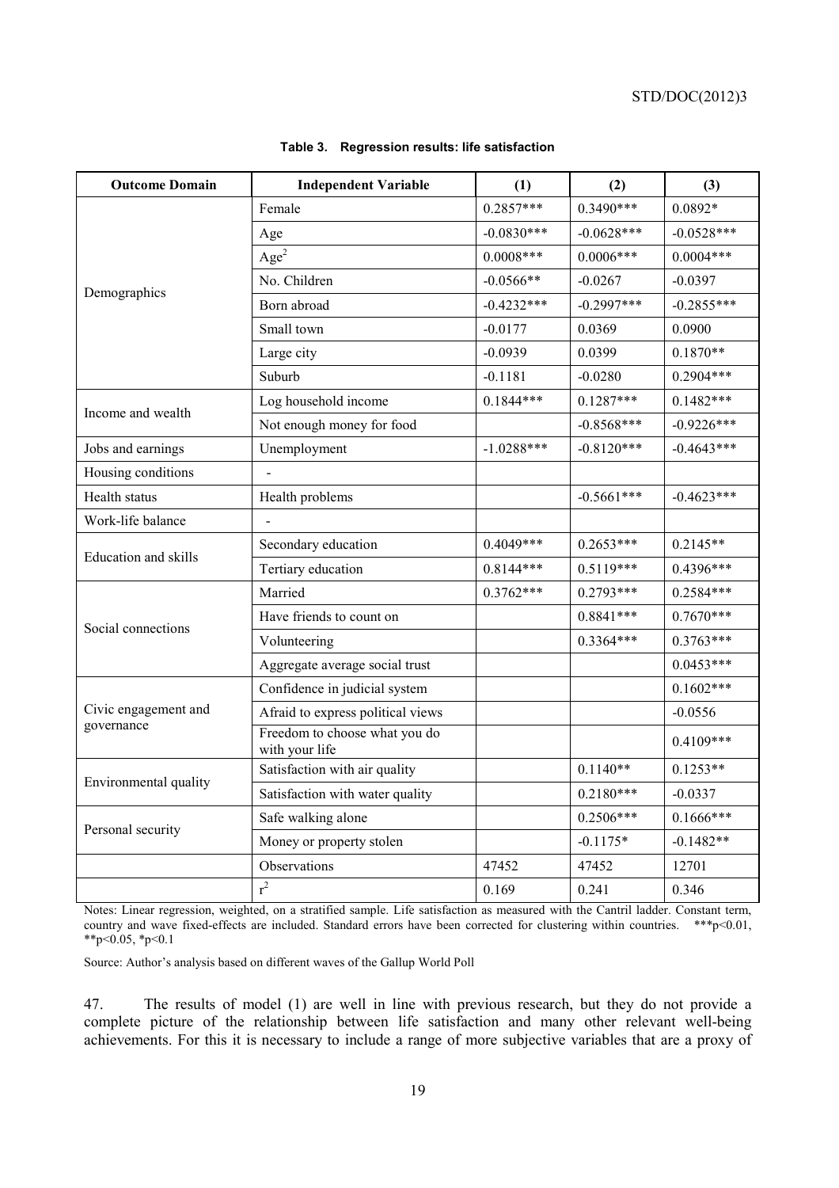**Table 3. Regression results: life satisfaction**

| Outcome Domain | Independent Variable | (1) | (2) | (3) |
|---|---|---|---|---|
| Demographics | Female | 0.2857*** | 0.3490*** | 0.0892* |
| | Age | -0.0830*** | -0.0628*** | -0.0528*** |
| | $Age^2$ | 0.0008*** | 0.0006*** | 0.0004*** |
| | No. Children | -0.0566** | -0.0267 | -0.0397 |
| | Born abroad | -0.4232*** | -0.2997*** | -0.2855*** |
| | Small town | -0.0177 | 0.0369 | 0.0900 |
| | Large city | -0.0939 | 0.0399 | 0.1870** |
| | Suburb | -0.1181 | -0.0280 | 0.2904*** |
| Income and wealth | Log household income | 0.1844*** | 0.1287*** | 0.1482*** |
| | Not enough money for food | | -0.8568*** | -0.9226*** |
| Jobs and earnings | Unemployment | -1.0288*** | -0.8120*** | -0.4643*** |
| Housing conditions | - | | | |
| Health status | Health problems | | -0.5661*** | -0.4623*** |
| Work-life balance | - | | | |
| Education and skills | Secondary education | 0.4049*** | 0.2653*** | 0.2145** |
| | Tertiary education | 0.8144*** | 0.5119*** | 0.4396*** |
| Social connections | Married | 0.3762*** | 0.2793*** | 0.2584*** |
| | Have friends to count on | | 0.8841*** | 0.7670*** |
| | Volunteering | | 0.3364*** | 0.3763*** |
| | Aggregate average social trust | | | 0.0453*** |
| Civic engagement and governance | Confidence in judicial system | | | 0.1602*** |
| | Afraid to express political views | | | -0.0556 |
| | Freedom to choose what you do with your life | | | 0.4109*** |
| Environmental quality | Satisfaction with air quality | | 0.1140** | 0.1253** |
| | Satisfaction with water quality | | 0.2180*** | -0.0337 |
| Personal security | Safe walking alone | | 0.2506*** | 0.1666*** |
| | Money or property stolen | | -0.1175* | -0.1482** |
| | Observations | 47452 | 47452 | 12701 |
| | $r^2$ | 0.169 | 0.241 | 0.346 |

Notes: Linear regression, weighted, on a stratified sample. Life satisfaction as measured with the Cantril ladder. Constant term, country and wave fixed-effects are included. Standard errors have been corrected for clustering within countries. ***$p<0.01$, **$p<0.05$, *$p<0.1$

Source: Author's analysis based on different waves of the Gallup World Poll

47. The results of model (1) are well in line with previous research, but they do not provide a complete picture of the relationship between life satisfaction and many other relevant well-being achievements. For this it is necessary to include a range of more subjective variables that are a proxy of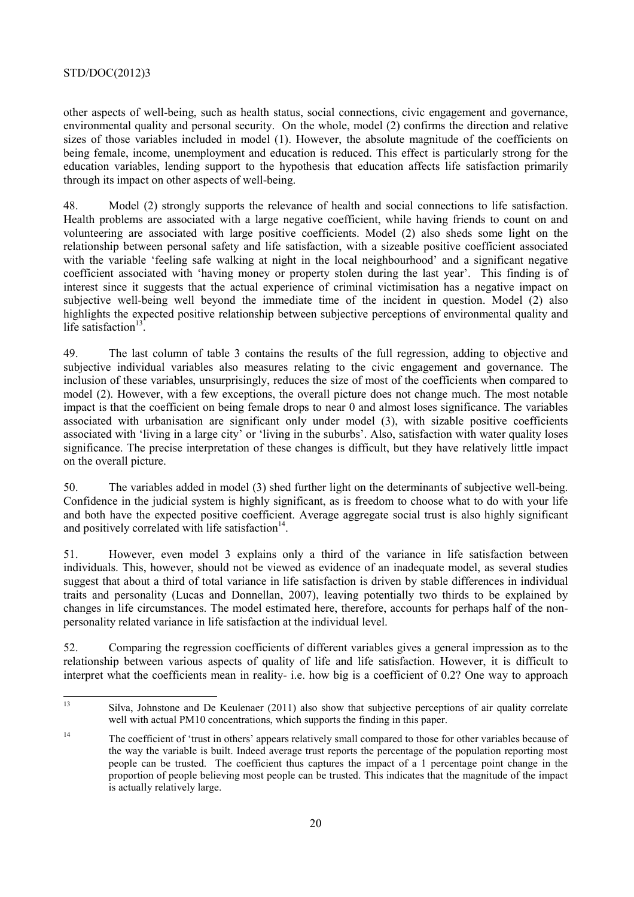other aspects of well-being, such as health status, social connections, civic engagement and governance, environmental quality and personal security. On the whole, model (2) confirms the direction and relative sizes of those variables included in model (1). However, the absolute magnitude of the coefficients on being female, income, unemployment and education is reduced. This effect is particularly strong for the education variables, lending support to the hypothesis that education affects life satisfaction primarily through its impact on other aspects of well-being.

48. Model (2) strongly supports the relevance of health and social connections to life satisfaction. Health problems are associated with a large negative coefficient, while having friends to count on and volunteering are associated with large positive coefficients. Model (2) also sheds some light on the relationship between personal safety and life satisfaction, with a sizeable positive coefficient associated with the variable 'feeling safe walking at night in the local neighbourhood' and a significant negative coefficient associated with 'having money or property stolen during the last year'. This finding is of interest since it suggests that the actual experience of criminal victimisation has a negative impact on subjective well-being well beyond the immediate time of the incident in question. Model (2) also highlights the expected positive relationship between subjective perceptions of environmental quality and life satisfaction[13].

49. The last column of table 3 contains the results of the full regression, adding to objective and subjective individual variables also measures relating to the civic engagement and governance. The inclusion of these variables, unsurprisingly, reduces the size of most of the coefficients when compared to model (2). However, with a few exceptions, the overall picture does not change much. The most notable impact is that the coefficient on being female drops to near 0 and almost loses significance. The variables associated with urbanisation are significant only under model (3), with sizable positive coefficients associated with 'living in a large city' or 'living in the suburbs'. Also, satisfaction with water quality loses significance. The precise interpretation of these changes is difficult, but they have relatively little impact on the overall picture.

50. The variables added in model (3) shed further light on the determinants of subjective well-being. Confidence in the judicial system is highly significant, as is freedom to choose what to do with your life and both have the expected positive coefficient. Average aggregate social trust is also highly significant and positively correlated with life satisfaction[14].

51. However, even model 3 explains only a third of the variance in life satisfaction between individuals. This, however, should not be viewed as evidence of an inadequate model, as several studies suggest that about a third of total variance in life satisfaction is driven by stable differences in individual traits and personality (Lucas and Donnellan, 2007), leaving potentially two thirds to be explained by changes in life circumstances. The model estimated here, therefore, accounts for perhaps half of the non-personality related variance in life satisfaction at the individual level.

52. Comparing the regression coefficients of different variables gives a general impression as to the relationship between various aspects of quality of life and life satisfaction. However, it is difficult to interpret what the coefficients mean in reality- i.e. how big is a coefficient of 0.2? One way to approach

---

[13] Silva, Johnstone and De Keulenaer (2011) also show that subjective perceptions of air quality correlate well with actual PM10 concentrations, which supports the finding in this paper.

[14] The coefficient of 'trust in others' appears relatively small compared to those for other variables because of the way the variable is built. Indeed average trust reports the percentage of the population reporting most people can be trusted. The coefficient thus captures the impact of a 1 percentage point change in the proportion of people believing most people can be trusted. This indicates that the magnitude of the impact is actually relatively large.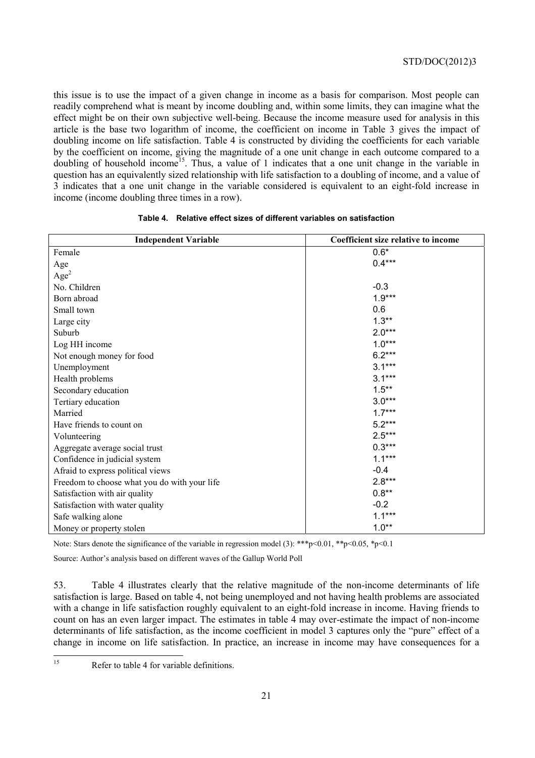this issue is to use the impact of a given change in income as a basis for comparison. Most people can readily comprehend what is meant by income doubling and, within some limits, they can imagine what the effect might be on their own subjective well-being. Because the income measure used for analysis in this article is the base two logarithm of income, the coefficient on income in Table 3 gives the impact of doubling income on life satisfaction. Table 4 is constructed by dividing the coefficients for each variable by the coefficient on income, giving the magnitude of a one unit change in each outcome compared to a doubling of household income[15]. Thus, a value of 1 indicates that a one unit change in the variable in question has an equivalently sized relationship with life satisfaction to a doubling of income, and a value of 3 indicates that a one unit change in the variable considered is equivalent to an eight-fold increase in income (income doubling three times in a row).

**Table 4. Relative effect sizes of different variables on satisfaction**

| Independent Variable | Coefficient size relative to income |
|---|---|
| Female | 0.6* |
| Age | 0.4*** |
| Age$^2$ | |
| No. Children | -0.3 |
| Born abroad | 1.9*** |
| Small town | 0.6 |
| Large city | 1.3** |
| Suburb | 2.0*** |
| Log HH income | 1.0*** |
| Not enough money for food | 6.2*** |
| Unemployment | 3.1*** |
| Health problems | 3.1*** |
| Secondary education | 1.5** |
| Tertiary education | 3.0*** |
| Married | 1.7*** |
| Have friends to count on | 5.2*** |
| Volunteering | 2.5*** |
| Aggregate average social trust | 0.3*** |
| Confidence in judicial system | 1.1*** |
| Afraid to express political views | -0.4 |
| Freedom to choose what you do with your life | 2.8*** |
| Satisfaction with air quality | 0.8** |
| Satisfaction with water quality | -0.2 |
| Safe walking alone | 1.1*** |
| Money or property stolen | 1.0** |

Note: Stars denote the significance of the variable in regression model (3): ***p<0.01, **p<0.05, *p<0.1

Source: Author's analysis based on different waves of the Gallup World Poll

53. Table 4 illustrates clearly that the relative magnitude of the non-income determinants of life satisfaction is large. Based on table 4, not being unemployed and not having health problems are associated with a change in life satisfaction roughly equivalent to an eight-fold increase in income. Having friends to count on has an even larger impact. The estimates in table 4 may over-estimate the impact of non-income determinants of life satisfaction, as the income coefficient in model 3 captures only the "pure" effect of a change in income on life satisfaction. In practice, an increase in income may have consequences for a

[15] Refer to table 4 for variable definitions.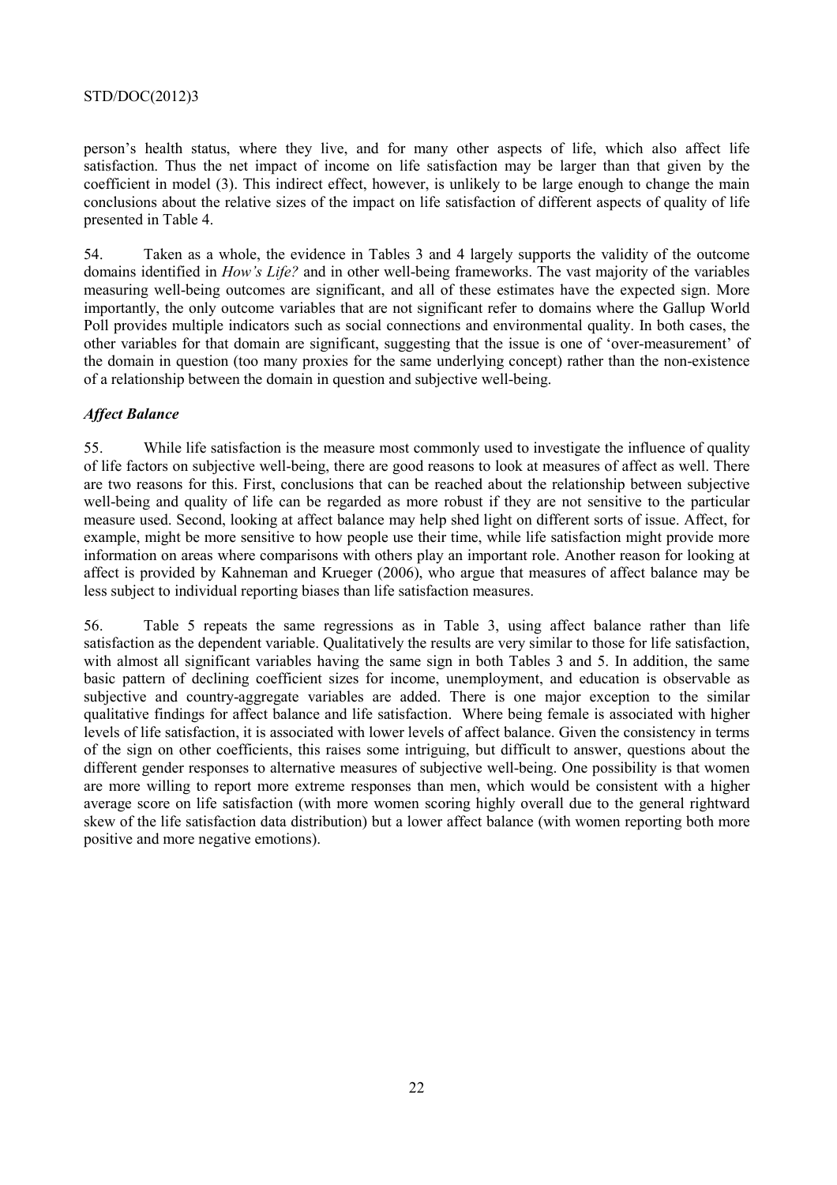person's health status, where they live, and for many other aspects of life, which also affect life satisfaction. Thus the net impact of income on life satisfaction may be larger than that given by the coefficient in model (3). This indirect effect, however, is unlikely to be large enough to change the main conclusions about the relative sizes of the impact on life satisfaction of different aspects of quality of life presented in Table 4.

54. Taken as a whole, the evidence in Tables 3 and 4 largely supports the validity of the outcome domains identified in *How's Life?* and in other well-being frameworks. The vast majority of the variables measuring well-being outcomes are significant, and all of these estimates have the expected sign. More importantly, the only outcome variables that are not significant refer to domains where the Gallup World Poll provides multiple indicators such as social connections and environmental quality. In both cases, the other variables for that domain are significant, suggesting that the issue is one of 'over-measurement' of the domain in question (too many proxies for the same underlying concept) rather than the non-existence of a relationship between the domain in question and subjective well-being.

### *Affect Balance*

55. While life satisfaction is the measure most commonly used to investigate the influence of quality of life factors on subjective well-being, there are good reasons to look at measures of affect as well. There are two reasons for this. First, conclusions that can be reached about the relationship between subjective well-being and quality of life can be regarded as more robust if they are not sensitive to the particular measure used. Second, looking at affect balance may help shed light on different sorts of issue. Affect, for example, might be more sensitive to how people use their time, while life satisfaction might provide more information on areas where comparisons with others play an important role. Another reason for looking at affect is provided by Kahneman and Krueger (2006), who argue that measures of affect balance may be less subject to individual reporting biases than life satisfaction measures.

56. Table 5 repeats the same regressions as in Table 3, using affect balance rather than life satisfaction as the dependent variable. Qualitatively the results are very similar to those for life satisfaction, with almost all significant variables having the same sign in both Tables 3 and 5. In addition, the same basic pattern of declining coefficient sizes for income, unemployment, and education is observable as subjective and country-aggregate variables are added. There is one major exception to the similar qualitative findings for affect balance and life satisfaction. Where being female is associated with higher levels of life satisfaction, it is associated with lower levels of affect balance. Given the consistency in terms of the sign on other coefficients, this raises some intriguing, but difficult to answer, questions about the different gender responses to alternative measures of subjective well-being. One possibility is that women are more willing to report more extreme responses than men, which would be consistent with a higher average score on life satisfaction (with more women scoring highly overall due to the general rightward skew of the life satisfaction data distribution) but a lower affect balance (with women reporting both more positive and more negative emotions).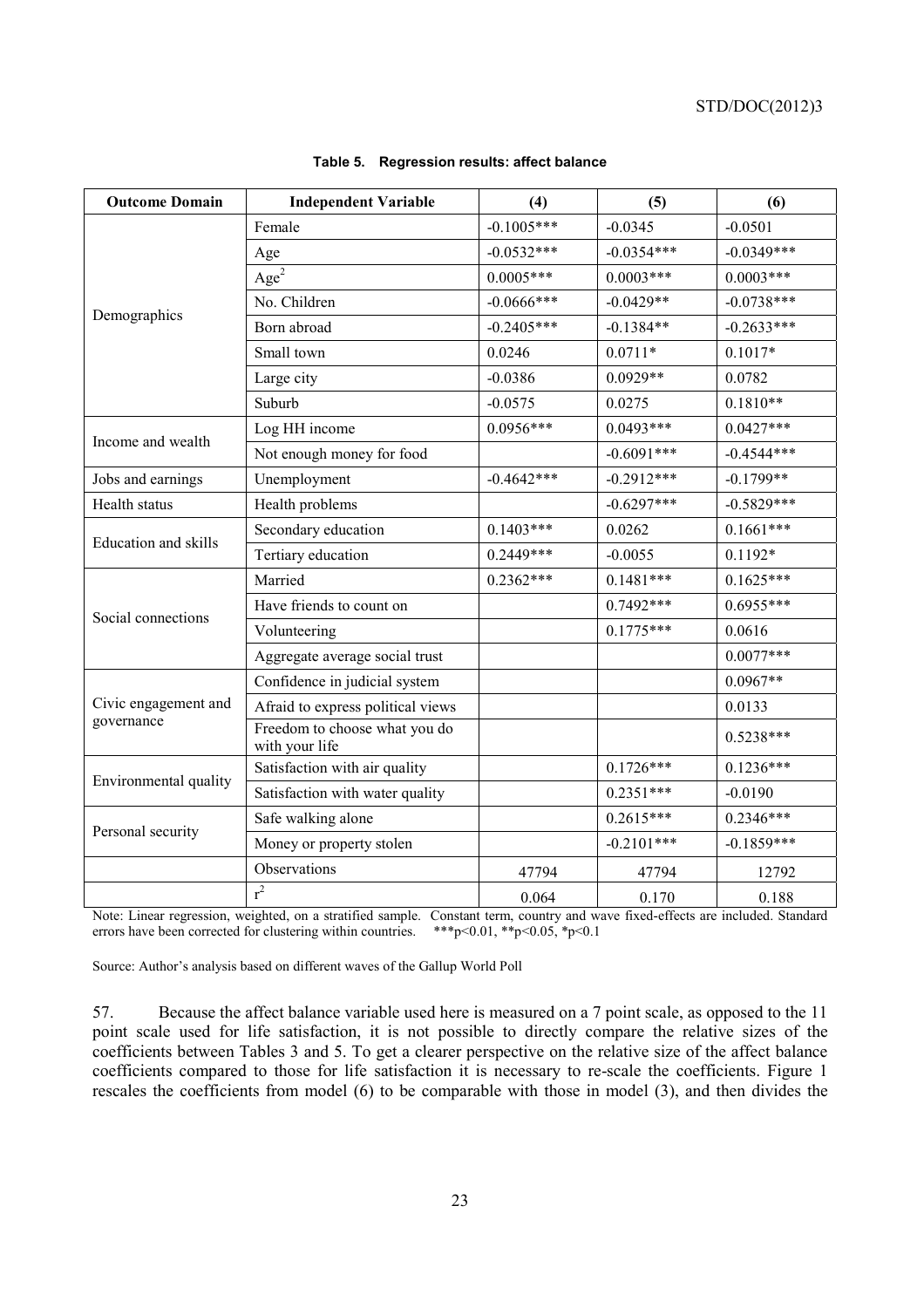**Table 5. Regression results: affect balance**

| Outcome Domain | Independent Variable | (4) | (5) | (6) |
|---|---|---|---|---|
| Demographics | Female | -0.1005*** | -0.0345 | -0.0501 |
| | Age | -0.0532*** | -0.0354*** | -0.0349*** |
| | $Age^2$ | 0.0005*** | 0.0003*** | 0.0003*** |
| | No. Children | -0.0666*** | -0.0429** | -0.0738*** |
| | Born abroad | -0.2405*** | -0.1384** | -0.2633*** |
| | Small town | 0.0246 | 0.0711* | 0.1017* |
| | Large city | -0.0386 | 0.0929** | 0.0782 |
| | Suburb | -0.0575 | 0.0275 | 0.1810** |
| Income and wealth | Log HH income | 0.0956*** | 0.0493*** | 0.0427*** |
| | Not enough money for food | | -0.6091*** | -0.4544*** |
| Jobs and earnings | Unemployment | -0.4642*** | -0.2912*** | -0.1799** |
| Health status | Health problems | | -0.6297*** | -0.5829*** |
| Education and skills | Secondary education | 0.1403*** | 0.0262 | 0.1661*** |
| | Tertiary education | 0.2449*** | -0.0055 | 0.1192* |
| Social connections | Married | 0.2362*** | 0.1481*** | 0.1625*** |
| | Have friends to count on | | 0.7492*** | 0.6955*** |
| | Volunteering | | 0.1775*** | 0.0616 |
| | Aggregate average social trust | | | 0.0077*** |
| Civic engagement and governance | Confidence in judicial system | | | 0.0967** |
| | Afraid to express political views | | | 0.0133 |
| | Freedom to choose what you do with your life | | | 0.5238*** |
| Environmental quality | Satisfaction with air quality | | 0.1726*** | 0.1236*** |
| | Satisfaction with water quality | | 0.2351*** | -0.0190 |
| Personal security | Safe walking alone | | 0.2615*** | 0.2346*** |
| | Money or property stolen | | -0.2101*** | -0.1859*** |
| | Observations | 47794 | 47794 | 12792 |
| | $r^2$ | 0.064 | 0.170 | 0.188 |

Note: Linear regression, weighted, on a stratified sample. Constant term, country and wave fixed-effects are included. Standard errors have been corrected for clustering within countries. ***p<0.01, **p<0.05, *p<0.1

Source: Author's analysis based on different waves of the Gallup World Poll

57. Because the affect balance variable used here is measured on a 7 point scale, as opposed to the 11 point scale used for life satisfaction, it is not possible to directly compare the relative sizes of the coefficients between Tables 3 and 5. To get a clearer perspective on the relative size of the affect balance coefficients compared to those for life satisfaction it is necessary to re-scale the coefficients. Figure 1 rescales the coefficients from model (6) to be comparable with those in model (3), and then divides the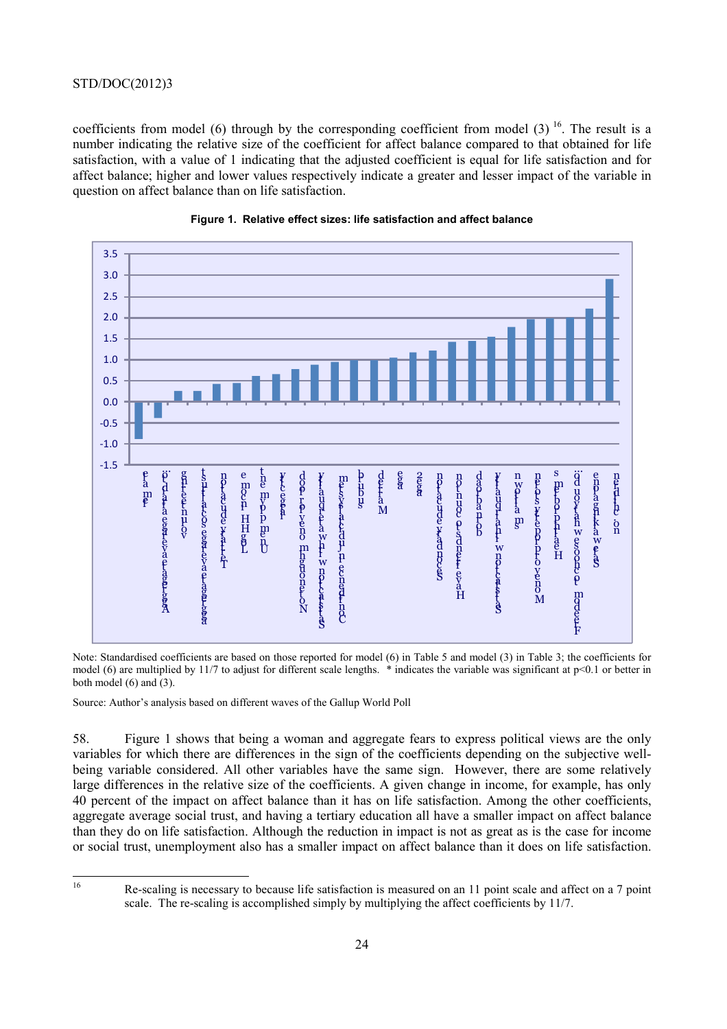coefficients from model (6) through by the corresponding coefficient from model (3) [16]. The result is a number indicating the relative size of the coefficient for affect balance compared to that obtained for life satisfaction, with a value of 1 indicating that the adjusted coefficient is equal for life satisfaction and for affect balance; higher and lower values respectively indicate a greater and lesser impact of the variable in question on affect balance than on life satisfaction.

**Figure 1. Relative effect sizes: life satisfaction and affect balance**

3.5
3.0
2.5
2.0
1.5
1.0
0.5
0.0
-0.5
-1.0
-1.5

Female
Aggregate average fear to express political views
Volunteering
Aggregate average social trust
Tertiary education
Log HH income
Unemployment
Legacy
Not enough money for food
Satisfaction with water quality
Confidence in judiciary system
Suburb
Married
age
age2
Secondary education
Have friends to count on
Born abroad
Satisfaction with air quality
Small town
No money for shelter
Health problems
Freedom to choose what you do
Safe walking alone
No religion

Note: Standardised coefficients are based on those reported for model (6) in Table 5 and model (3) in Table 3; the coefficients for model (6) are multiplied by 11/7 to adjust for different scale lengths. * indicates the variable was significant at p<0.1 or better in both model (6) and (3).

Source: Author's analysis based on different waves of the Gallup World Poll

58. Figure 1 shows that being a woman and aggregate fears to express political views are the only variables for which there are differences in the sign of the coefficients depending on the subjective well-being variable considered. All other variables have the same sign. However, there are some relatively large differences in the relative size of the coefficients. A given change in income, for example, has only 40 percent of the impact on affect balance than it has on life satisfaction. Among the other coefficients, aggregate average social trust, and having a tertiary education all have a smaller impact on affect balance than they do on life satisfaction. Although the reduction in impact is not as great as is the case for income or social trust, unemployment also has a smaller impact on affect balance than it does on life satisfaction.

[16] Re-scaling is necessary to because life satisfaction is measured on an 11 point scale and affect on a 7 point scale. The re-scaling is accomplished simply by multiplying the affect coefficients by 11/7.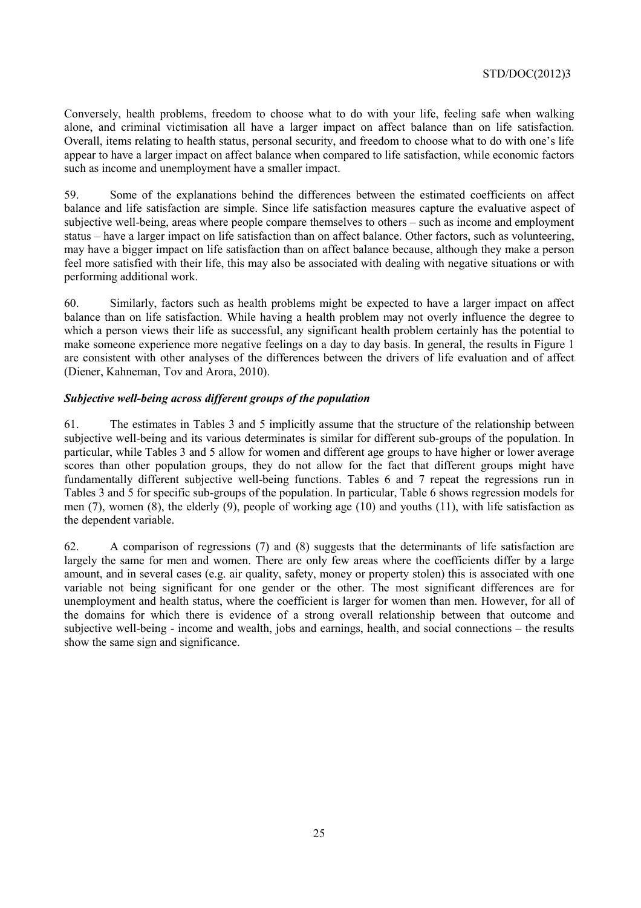Conversely, health problems, freedom to choose what to do with your life, feeling safe when walking alone, and criminal victimisation all have a larger impact on affect balance than on life satisfaction. Overall, items relating to health status, personal security, and freedom to choose what to do with one's life appear to have a larger impact on affect balance when compared to life satisfaction, while economic factors such as income and unemployment have a smaller impact.

59. Some of the explanations behind the differences between the estimated coefficients on affect balance and life satisfaction are simple. Since life satisfaction measures capture the evaluative aspect of subjective well-being, areas where people compare themselves to others – such as income and employment status – have a larger impact on life satisfaction than on affect balance. Other factors, such as volunteering, may have a bigger impact on life satisfaction than on affect balance because, although they make a person feel more satisfied with their life, this may also be associated with dealing with negative situations or with performing additional work.

60. Similarly, factors such as health problems might be expected to have a larger impact on affect balance than on life satisfaction. While having a health problem may not overly influence the degree to which a person views their life as successful, any significant health problem certainly has the potential to make someone experience more negative feelings on a day to day basis. In general, the results in Figure 1 are consistent with other analyses of the differences between the drivers of life evaluation and of affect (Diener, Kahneman, Tov and Arora, 2010).

### *Subjective well-being across different groups of the population*

61. The estimates in Tables 3 and 5 implicitly assume that the structure of the relationship between subjective well-being and its various determinates is similar for different sub-groups of the population. In particular, while Tables 3 and 5 allow for women and different age groups to have higher or lower average scores than other population groups, they do not allow for the fact that different groups might have fundamentally different subjective well-being functions. Tables 6 and 7 repeat the regressions run in Tables 3 and 5 for specific sub-groups of the population. In particular, Table 6 shows regression models for men (7), women (8), the elderly (9), people of working age (10) and youths (11), with life satisfaction as the dependent variable.

62. A comparison of regressions (7) and (8) suggests that the determinants of life satisfaction are largely the same for men and women. There are only few areas where the coefficients differ by a large amount, and in several cases (e.g. air quality, safety, money or property stolen) this is associated with one variable not being significant for one gender or the other. The most significant differences are for unemployment and health status, where the coefficient is larger for women than men. However, for all of the domains for which there is evidence of a strong overall relationship between that outcome and subjective well-being - income and wealth, jobs and earnings, health, and social connections – the results show the same sign and significance.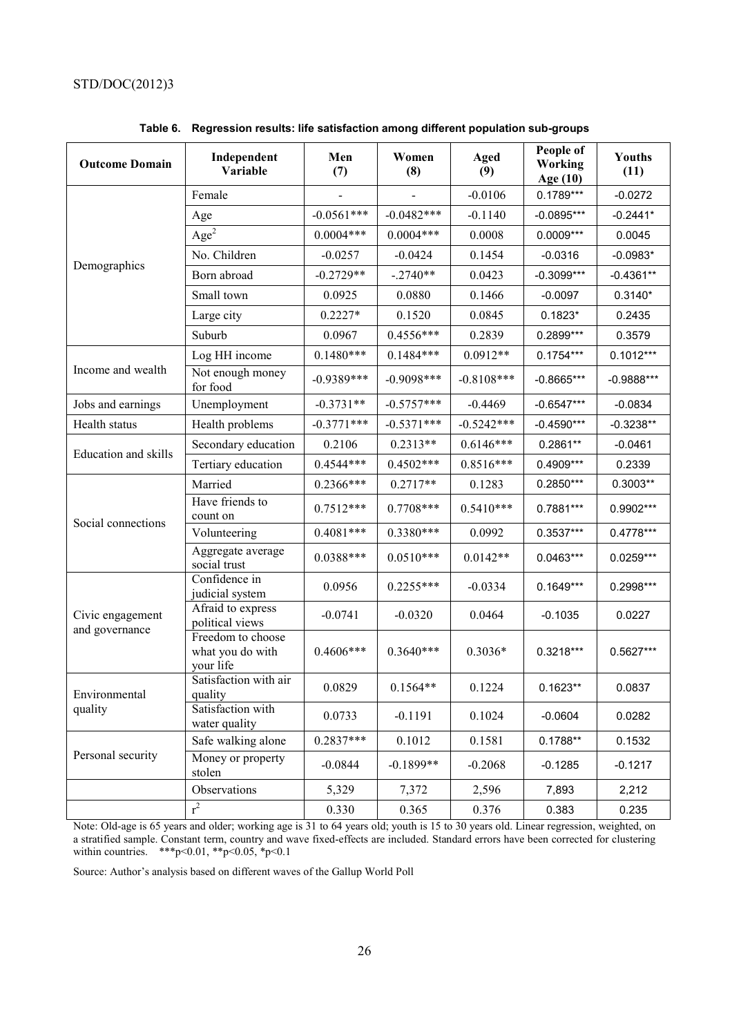**Table 6. Regression results: life satisfaction among different population sub-groups**

| Outcome Domain | Independent Variable | Men (7) | Women (8) | Aged (9) | People of Working Age (10) | Youths (11) |
|---|---|---|---|---|---|---|
| Demographics | Female | - | - | -0.0106 | 0.1789*** | -0.0272 |
| | Age | -0.0561*** | -0.0482*** | -0.1140 | -0.0895*** | -0.2441* |
| | $Age^2$ | 0.0004*** | 0.0004*** | 0.0008 | 0.0009*** | 0.0045 |
| | No. Children | -0.0257 | -0.0424 | 0.1454 | -0.0316 | -0.0983* |
| | Born abroad | -0.2729** | -.2740** | 0.0423 | -0.3099*** | -0.4361** |
| | Small town | 0.0925 | 0.0880 | 0.1466 | -0.0097 | 0.3140* |
| | Large city | 0.2227* | 0.1520 | 0.0845 | 0.1823* | 0.2435 |
| | Suburb | 0.0967 | 0.4556*** | 0.2839 | 0.2899*** | 0.3579 |
| Income and wealth | Log HH income | 0.1480*** | 0.1484*** | 0.0912** | 0.1754*** | 0.1012*** |
| | Not enough money for food | -0.9389*** | -0.9098*** | -0.8108*** | -0.8665*** | -0.9888*** |
| Jobs and earnings | Unemployment | -0.3731** | -0.5757*** | -0.4469 | -0.6547*** | -0.0834 |
| Health status | Health problems | -0.3771*** | -0.5371*** | -0.5242*** | -0.4590*** | -0.3238** |
| Education and skills | Secondary education | 0.2106 | 0.2313** | 0.6146*** | 0.2861** | -0.0461 |
| | Tertiary education | 0.4544*** | 0.4502*** | 0.8516*** | 0.4909*** | 0.2339 |
| Social connections | Married | 0.2366*** | 0.2717** | 0.1283 | 0.2850*** | 0.3003** |
| | Have friends to count on | 0.7512*** | 0.7708*** | 0.5410*** | 0.7881*** | 0.9902*** |
| | Volunteering | 0.4081*** | 0.3380*** | 0.0992 | 0.3537*** | 0.4778*** |
| | Aggregate average social trust | 0.0388*** | 0.0510*** | 0.0142** | 0.0463*** | 0.0259*** |
| Civic engagement and governance | Confidence in judicial system | 0.0956 | 0.2255*** | -0.0334 | 0.1649*** | 0.2998*** |
| | Afraid to express political views | -0.0741 | -0.0320 | 0.0464 | -0.1035 | 0.0227 |
| | Freedom to choose what you do with your life | 0.4606*** | 0.3640*** | 0.3036* | 0.3218*** | 0.5627*** |
| Environmental quality | Satisfaction with air quality | 0.0829 | 0.1564** | 0.1224 | 0.1623** | 0.0837 |
| | Satisfaction with water quality | 0.0733 | -0.1191 | 0.1024 | -0.0604 | 0.0282 |
| Personal security | Safe walking alone | 0.2837*** | 0.1012 | 0.1581 | 0.1788** | 0.1532 |
| | Money or property stolen | -0.0844 | -0.1899** | -0.2068 | -0.1285 | -0.1217 |
| | Observations | 5,329 | 7,372 | 2,596 | 7,893 | 2,212 |
| | $r^2$ | 0.330 | 0.365 | 0.376 | 0.383 | 0.235 |

Note: Old-age is 65 years and older; working age is 31 to 64 years old; youth is 15 to 30 years old. Linear regression, weighted, on a stratified sample. Constant term, country and wave fixed-effects are included. Standard errors have been corrected for clustering within countries. ***p<0.01, **p<0.05, *p<0.1

Source: Author's analysis based on different waves of the Gallup World Poll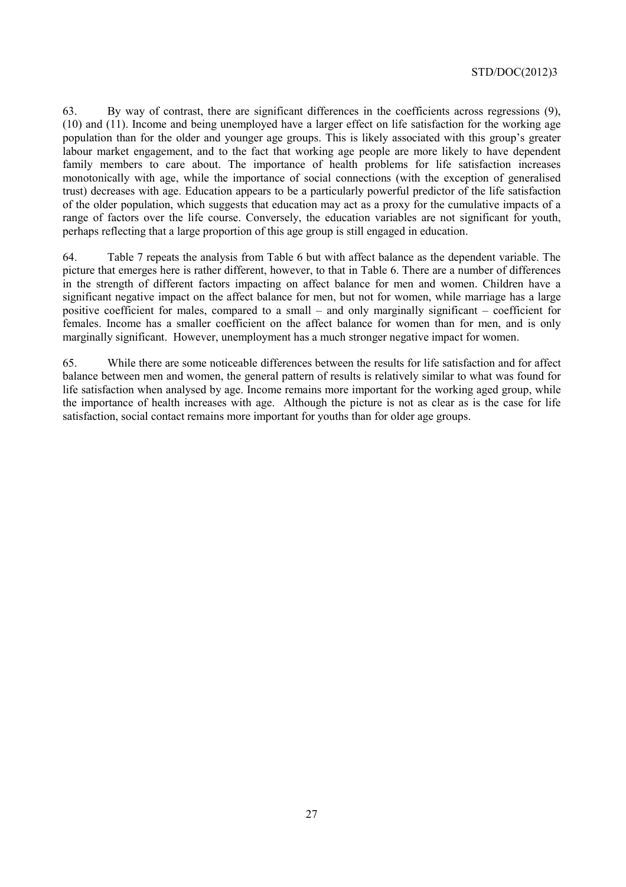63. By way of contrast, there are significant differences in the coefficients across regressions (9), (10) and (11). Income and being unemployed have a larger effect on life satisfaction for the working age population than for the older and younger age groups. This is likely associated with this group's greater labour market engagement, and to the fact that working age people are more likely to have dependent family members to care about. The importance of health problems for life satisfaction increases monotonically with age, while the importance of social connections (with the exception of generalised trust) decreases with age. Education appears to be a particularly powerful predictor of the life satisfaction of the older population, which suggests that education may act as a proxy for the cumulative impacts of a range of factors over the life course. Conversely, the education variables are not significant for youth, perhaps reflecting that a large proportion of this age group is still engaged in education.

64. Table 7 repeats the analysis from Table 6 but with affect balance as the dependent variable. The picture that emerges here is rather different, however, to that in Table 6. There are a number of differences in the strength of different factors impacting on affect balance for men and women. Children have a significant negative impact on the affect balance for men, but not for women, while marriage has a large positive coefficient for males, compared to a small – and only marginally significant – coefficient for females. Income has a smaller coefficient on the affect balance for women than for men, and is only marginally significant. However, unemployment has a much stronger negative impact for women.

65. While there are some noticeable differences between the results for life satisfaction and for affect balance between men and women, the general pattern of results is relatively similar to what was found for life satisfaction when analysed by age. Income remains more important for the working aged group, while the importance of health increases with age. Although the picture is not as clear as is the case for life satisfaction, social contact remains more important for youths than for older age groups.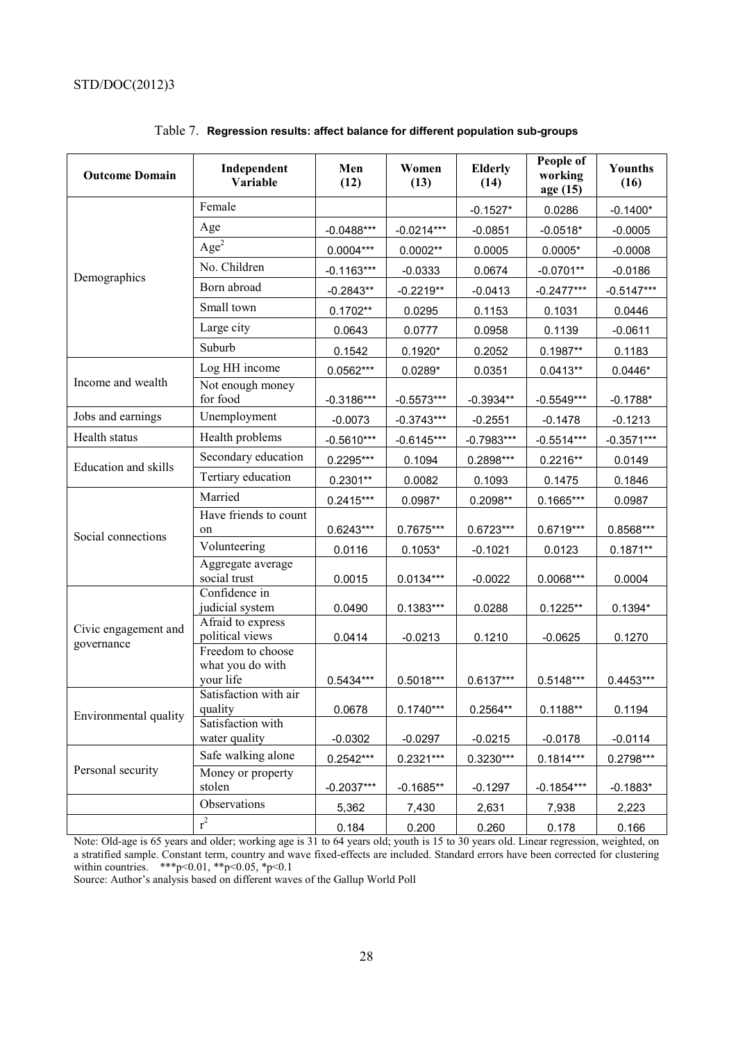Table 7. **Regression results: affect balance for different population sub-groups**

| Outcome Domain | Independent Variable | Men (12) | Women (13) | Elderly (14) | People of working age (15) | Younths (16) |
|---|---|---|---|---|---|---|
| Demographics | Female | | | -0.1527* | 0.0286 | -0.1400* |
| | Age | -0.0488*** | -0.0214*** | -0.0851 | -0.0518* | -0.0005 |
| | $Age^2$ | 0.0004*** | 0.0002** | 0.0005 | 0.0005* | -0.0008 |
| | No. Children | -0.1163*** | -0.0333 | 0.0674 | -0.0701** | -0.0186 |
| | Born abroad | -0.2843** | -0.2219** | -0.0413 | -0.2477*** | -0.5147*** |
| | Small town | 0.1702** | 0.0295 | 0.1153 | 0.1031 | 0.0446 |
| | Large city | 0.0643 | 0.0777 | 0.0958 | 0.1139 | -0.0611 |
| | Suburb | 0.1542 | 0.1920* | 0.2052 | 0.1987** | 0.1183 |
| Income and wealth | Log HH income | 0.0562*** | 0.0289* | 0.0351 | 0.0413** | 0.0446* |
| | Not enough money for food | -0.3186*** | -0.5573*** | -0.3934** | -0.5549*** | -0.1788* |
| Jobs and earnings | Unemployment | -0.0073 | -0.3743*** | -0.2551 | -0.1478 | -0.1213 |
| Health status | Health problems | -0.5610*** | -0.6145*** | -0.7983*** | -0.5514*** | -0.3571*** |
| Education and skills | Secondary education | 0.2295*** | 0.1094 | 0.2898*** | 0.2216** | 0.0149 |
| | Tertiary education | 0.2301** | 0.0082 | 0.1093 | 0.1475 | 0.1846 |
| Social connections | Married | 0.2415*** | 0.0987* | 0.2098** | 0.1665*** | 0.0987 |
| | Have friends to count on | 0.6243*** | 0.7675*** | 0.6723*** | 0.6719*** | 0.8568*** |
| | Volunteering | 0.0116 | 0.1053* | -0.1021 | 0.0123 | 0.1871** |
| | Aggregate average social trust | 0.0015 | 0.0134*** | -0.0022 | 0.0068*** | 0.0004 |
| Civic engagement and governance | Confidence in judicial system | 0.0490 | 0.1383*** | 0.0288 | 0.1225** | 0.1394* |
| | Afraid to express political views | 0.0414 | -0.0213 | 0.1210 | -0.0625 | 0.1270 |
| | Freedom to choose what you do with your life | 0.5434*** | 0.5018*** | 0.6137*** | 0.5148*** | 0.4453*** |
| Environmental quality | Satisfaction with air quality | 0.0678 | 0.1740*** | 0.2564** | 0.1188** | 0.1194 |
| | Satisfaction with water quality | -0.0302 | -0.0297 | -0.0215 | -0.0178 | -0.0114 |
| Personal security | Safe walking alone | 0.2542*** | 0.2321*** | 0.3230*** | 0.1814*** | 0.2798*** |
| | Money or property stolen | -0.2037*** | -0.1685** | -0.1297 | -0.1854*** | -0.1883* |
| | Observations | 5,362 | 7,430 | 2,631 | 7,938 | 2,223 |
| | $r^2$ | 0.184 | 0.200 | 0.260 | 0.178 | 0.166 |

Note: Old-age is 65 years and older; working age is 31 to 64 years old; youth is 15 to 30 years old. Linear regression, weighted, on a stratified sample. Constant term, country and wave fixed-effects are included. Standard errors have been corrected for clustering within countries. ***p<0.01, **p<0.05, *p<0.1

Source: Author's analysis based on different waves of the Gallup World Poll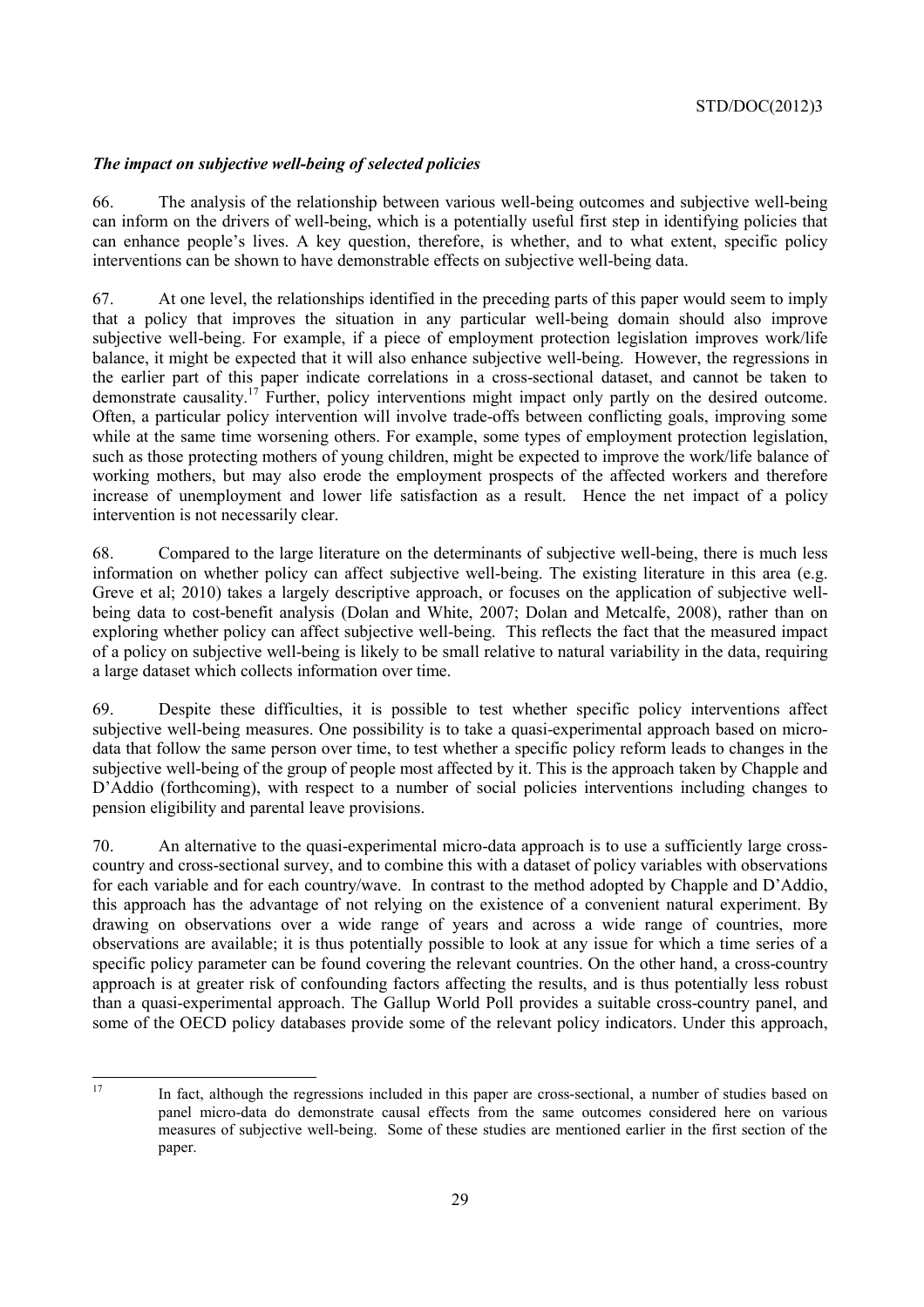### *The impact on subjective well-being of selected policies*

66. The analysis of the relationship between various well-being outcomes and subjective well-being can inform on the drivers of well-being, which is a potentially useful first step in identifying policies that can enhance people's lives. A key question, therefore, is whether, and to what extent, specific policy interventions can be shown to have demonstrable effects on subjective well-being data.

67. At one level, the relationships identified in the preceding parts of this paper would seem to imply that a policy that improves the situation in any particular well-being domain should also improve subjective well-being. For example, if a piece of employment protection legislation improves work/life balance, it might be expected that it will also enhance subjective well-being. However, the regressions in the earlier part of this paper indicate correlations in a cross-sectional dataset, and cannot be taken to demonstrate causality.[17] Further, policy interventions might impact only partly on the desired outcome. Often, a particular policy intervention will involve trade-offs between conflicting goals, improving some while at the same time worsening others. For example, some types of employment protection legislation, such as those protecting mothers of young children, might be expected to improve the work/life balance of working mothers, but may also erode the employment prospects of the affected workers and therefore increase of unemployment and lower life satisfaction as a result. Hence the net impact of a policy intervention is not necessarily clear.

68. Compared to the large literature on the determinants of subjective well-being, there is much less information on whether policy can affect subjective well-being. The existing literature in this area (e.g. Greve et al; 2010) takes a largely descriptive approach, or focuses on the application of subjective well-being data to cost-benefit analysis (Dolan and White, 2007; Dolan and Metcalfe, 2008), rather than on exploring whether policy can affect subjective well-being. This reflects the fact that the measured impact of a policy on subjective well-being is likely to be small relative to natural variability in the data, requiring a large dataset which collects information over time.

69. Despite these difficulties, it is possible to test whether specific policy interventions affect subjective well-being measures. One possibility is to take a quasi-experimental approach based on micro-data that follow the same person over time, to test whether a specific policy reform leads to changes in the subjective well-being of the group of people most affected by it. This is the approach taken by Chapple and D'Addio (forthcoming), with respect to a number of social policies interventions including changes to pension eligibility and parental leave provisions.

70. An alternative to the quasi-experimental micro-data approach is to use a sufficiently large cross-country and cross-sectional survey, and to combine this with a dataset of policy variables with observations for each variable and for each country/wave. In contrast to the method adopted by Chapple and D'Addio, this approach has the advantage of not relying on the existence of a convenient natural experiment. By drawing on observations over a wide range of years and across a wide range of countries, more observations are available; it is thus potentially possible to look at any issue for which a time series of a specific policy parameter can be found covering the relevant countries. On the other hand, a cross-country approach is at greater risk of confounding factors affecting the results, and is thus potentially less robust than a quasi-experimental approach. The Gallup World Poll provides a suitable cross-country panel, and some of the OECD policy databases provide some of the relevant policy indicators. Under this approach,

[17] In fact, although the regressions included in this paper are cross-sectional, a number of studies based on panel micro-data do demonstrate causal effects from the same outcomes considered here on various measures of subjective well-being. Some of these studies are mentioned earlier in the first section of the paper.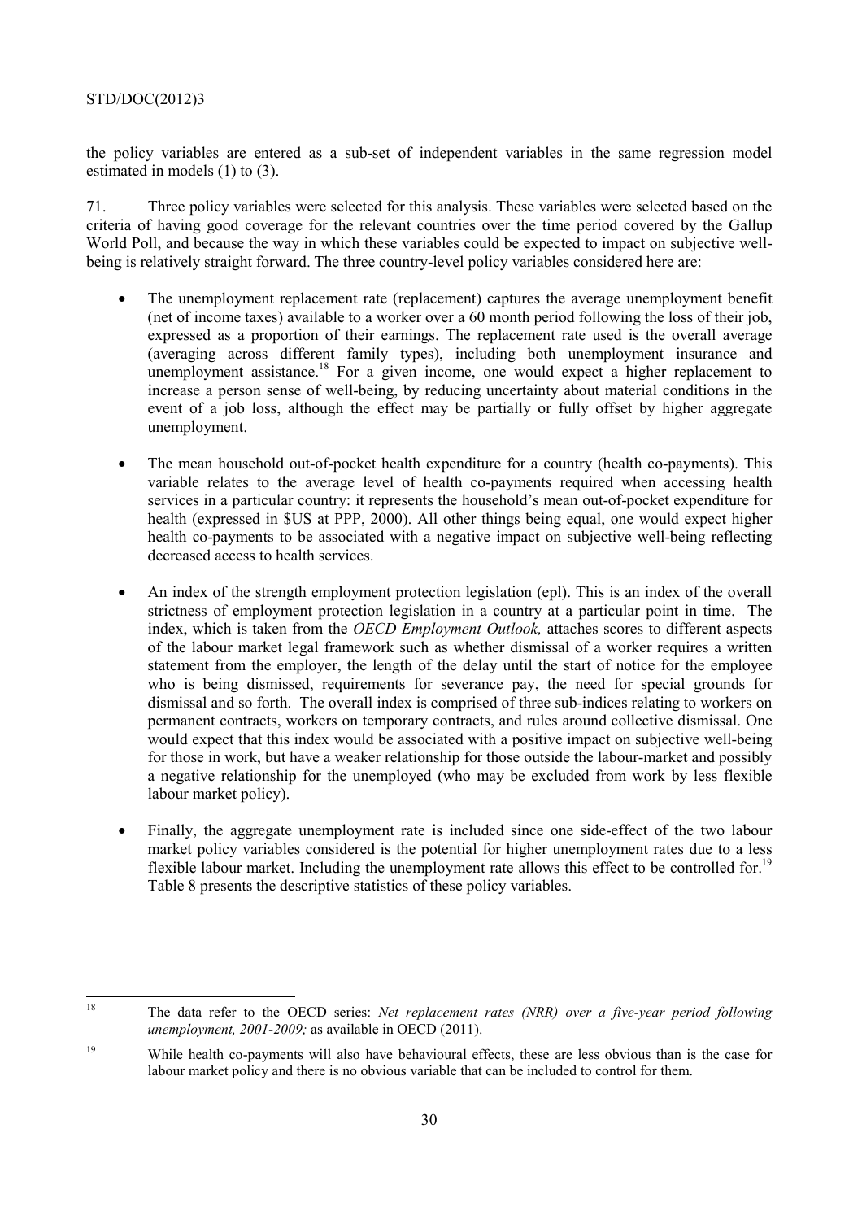the policy variables are entered as a sub-set of independent variables in the same regression model estimated in models (1) to (3).

71. Three policy variables were selected for this analysis. These variables were selected based on the criteria of having good coverage for the relevant countries over the time period covered by the Gallup World Poll, and because the way in which these variables could be expected to impact on subjective well-being is relatively straight forward. The three country-level policy variables considered here are:

- The unemployment replacement rate (replacement) captures the average unemployment benefit (net of income taxes) available to a worker over a 60 month period following the loss of their job, expressed as a proportion of their earnings. The replacement rate used is the overall average (averaging across different family types), including both unemployment insurance and unemployment assistance.[18] For a given income, one would expect a higher replacement to increase a person sense of well-being, by reducing uncertainty about material conditions in the event of a job loss, although the effect may be partially or fully offset by higher aggregate unemployment.

- The mean household out-of-pocket health expenditure for a country (health co-payments). This variable relates to the average level of health co-payments required when accessing health services in a particular country: it represents the household's mean out-of-pocket expenditure for health (expressed in $US at PPP, 2000). All other things being equal, one would expect higher health co-payments to be associated with a negative impact on subjective well-being reflecting decreased access to health services.

- An index of the strength employment protection legislation (epl). This is an index of the overall strictness of employment protection legislation in a country at a particular point in time. The index, which is taken from the *OECD Employment Outlook,* attaches scores to different aspects of the labour market legal framework such as whether dismissal of a worker requires a written statement from the employer, the length of the delay until the start of notice for the employee who is being dismissed, requirements for severance pay, the need for special grounds for dismissal and so forth. The overall index is comprised of three sub-indices relating to workers on permanent contracts, workers on temporary contracts, and rules around collective dismissal. One would expect that this index would be associated with a positive impact on subjective well-being for those in work, but have a weaker relationship for those outside the labour-market and possibly a negative relationship for the unemployed (who may be excluded from work by less flexible labour market policy).

- Finally, the aggregate unemployment rate is included since one side-effect of the two labour market policy variables considered is the potential for higher unemployment rates due to a less flexible labour market. Including the unemployment rate allows this effect to be controlled for.[19] Table 8 presents the descriptive statistics of these policy variables.

---

[18] The data refer to the OECD series: *Net replacement rates (NRR) over a five-year period following unemployment, 2001-2009;* as available in OECD (2011).

[19] While health co-payments will also have behavioural effects, these are less obvious than is the case for labour market policy and there is no obvious variable that can be included to control for them.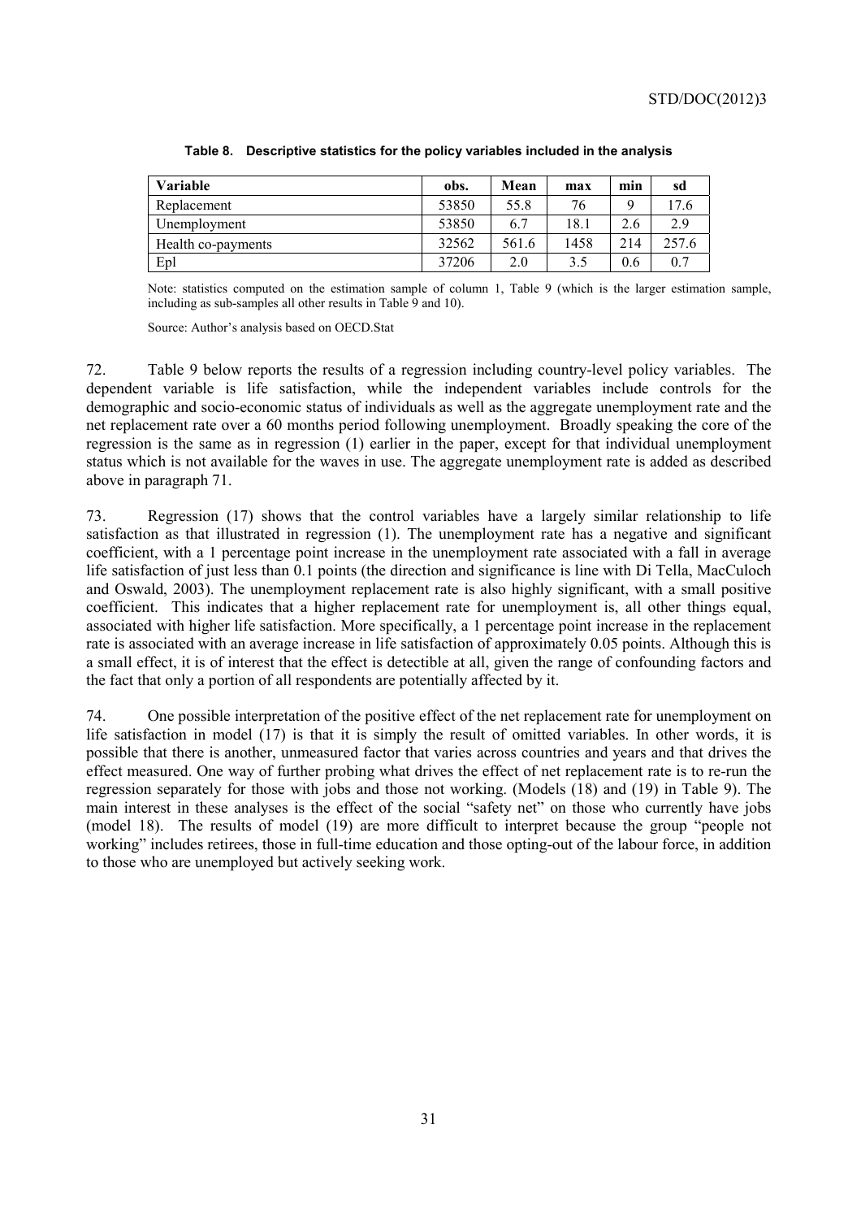**Table 8. Descriptive statistics for the policy variables included in the analysis**

| Variable | obs. | Mean | max | min | sd |
|---|---|---|---|---|---|
| Replacement | 53850 | 55.8 | 76 | 9 | 17.6 |
| Unemployment | 53850 | 6.7 | 18.1 | 2.6 | 2.9 |
| Health co-payments | 32562 | 561.6 | 1458 | 214 | 257.6 |
| Epl | 37206 | 2.0 | 3.5 | 0.6 | 0.7 |

Note: statistics computed on the estimation sample of column 1, Table 9 (which is the larger estimation sample, including as sub-samples all other results in Table 9 and 10).

Source: Author's analysis based on OECD.Stat

72. Table 9 below reports the results of a regression including country-level policy variables. The dependent variable is life satisfaction, while the independent variables include controls for the demographic and socio-economic status of individuals as well as the aggregate unemployment rate and the net replacement rate over a 60 months period following unemployment. Broadly speaking the core of the regression is the same as in regression (1) earlier in the paper, except for that individual unemployment status which is not available for the waves in use. The aggregate unemployment rate is added as described above in paragraph 71.

73. Regression (17) shows that the control variables have a largely similar relationship to life satisfaction as that illustrated in regression (1). The unemployment rate has a negative and significant coefficient, with a 1 percentage point increase in the unemployment rate associated with a fall in average life satisfaction of just less than 0.1 points (the direction and significance is line with Di Tella, MacCuloch and Oswald, 2003). The unemployment replacement rate is also highly significant, with a small positive coefficient. This indicates that a higher replacement rate for unemployment is, all other things equal, associated with higher life satisfaction. More specifically, a 1 percentage point increase in the replacement rate is associated with an average increase in life satisfaction of approximately 0.05 points. Although this is a small effect, it is of interest that the effect is detectible at all, given the range of confounding factors and the fact that only a portion of all respondents are potentially affected by it.

74. One possible interpretation of the positive effect of the net replacement rate for unemployment on life satisfaction in model (17) is that it is simply the result of omitted variables. In other words, it is possible that there is another, unmeasured factor that varies across countries and years and that drives the effect measured. One way of further probing what drives the effect of net replacement rate is to re-run the regression separately for those with jobs and those not working. (Models (18) and (19) in Table 9). The main interest in these analyses is the effect of the social "safety net" on those who currently have jobs (model 18). The results of model (19) are more difficult to interpret because the group "people not working" includes retirees, those in full-time education and those opting-out of the labour force, in addition to those who are unemployed but actively seeking work.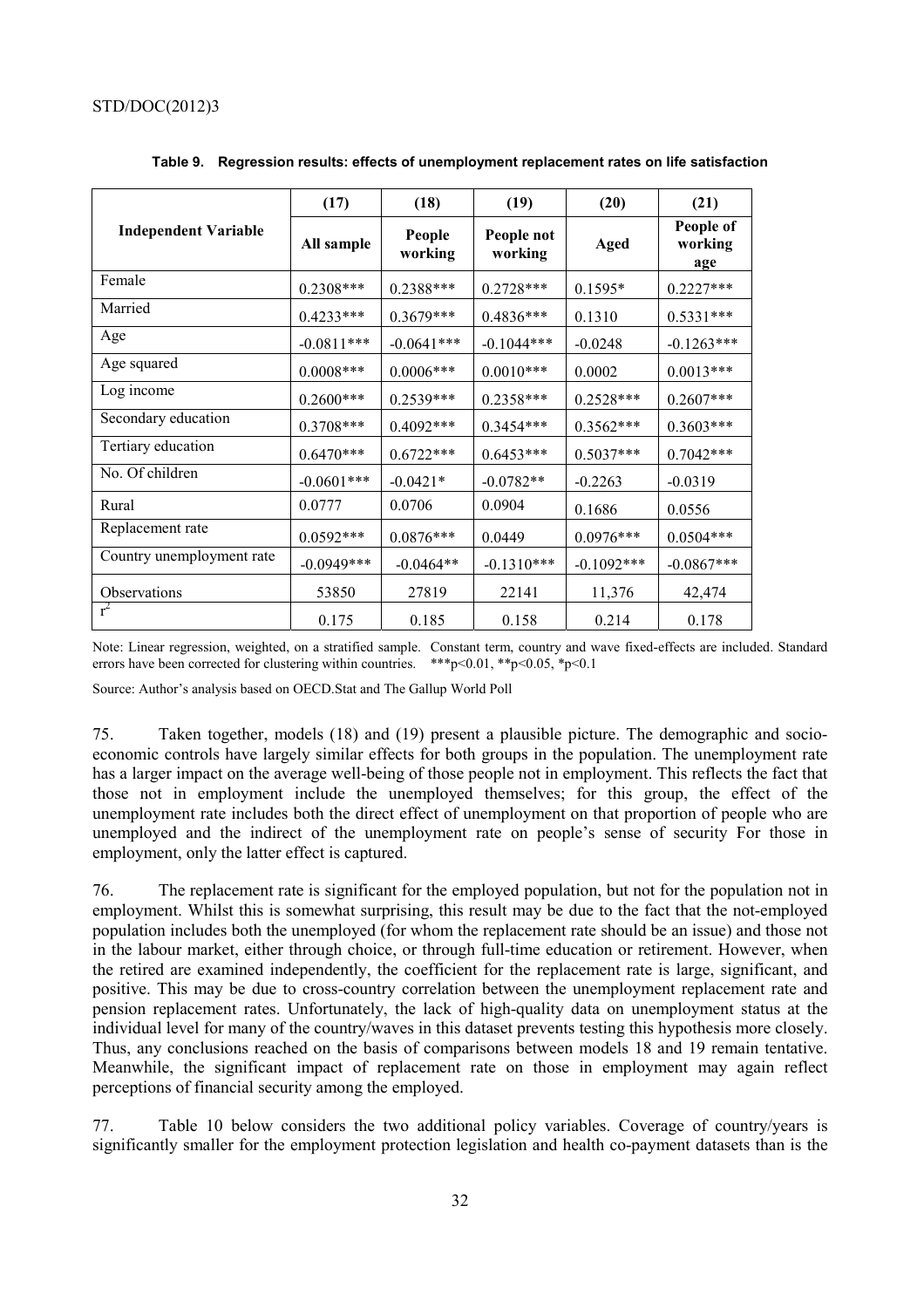**Table 9. Regression results: effects of unemployment replacement rates on life satisfaction**

| Independent Variable | (17) All sample | (18) People working | (19) People not working | (20) Aged | (21) People of working age |
|---|---|---|---|---|---|
| Female | 0.2308*** | 0.2388*** | 0.2728*** | 0.1595* | 0.2227*** |
| Married | 0.4233*** | 0.3679*** | 0.4836*** | 0.1310 | 0.5331*** |
| Age | -0.0811*** | -0.0641*** | -0.1044*** | -0.0248 | -0.1263*** |
| Age squared | 0.0008*** | 0.0006*** | 0.0010*** | 0.0002 | 0.0013*** |
| Log income | 0.2600*** | 0.2539*** | 0.2358*** | 0.2528*** | 0.2607*** |
| Secondary education | 0.3708*** | 0.4092*** | 0.3454*** | 0.3562*** | 0.3603*** |
| Tertiary education | 0.6470*** | 0.6722*** | 0.6453*** | 0.5037*** | 0.7042*** |
| No. Of children | -0.0601*** | -0.0421* | -0.0782** | -0.2263 | -0.0319 |
| Rural | 0.0777 | 0.0706 | 0.0904 | 0.1686 | 0.0556 |
| Replacement rate | 0.0592*** | 0.0876*** | 0.0449 | 0.0976*** | 0.0504*** |
| Country unemployment rate | -0.0949*** | -0.0464** | -0.1310*** | -0.1092*** | -0.0867*** |
| Observations | 53850 | 27819 | 22141 | 11,376 | 42,474 |
| $r^2$ | 0.175 | 0.185 | 0.158 | 0.214 | 0.178 |

Note: Linear regression, weighted, on a stratified sample. Constant term, country and wave fixed-effects are included. Standard errors have been corrected for clustering within countries. ***p<0.01, **p<0.05, *p<0.1

Source: Author's analysis based on OECD.Stat and The Gallup World Poll

75. Taken together, models (18) and (19) present a plausible picture. The demographic and socio-economic controls have largely similar effects for both groups in the population. The unemployment rate has a larger impact on the average well-being of those people not in employment. This reflects the fact that those not in employment include the unemployed themselves; for this group, the effect of the unemployment rate includes both the direct effect of unemployment on that proportion of people who are unemployed and the indirect of the unemployment rate on people's sense of security For those in employment, only the latter effect is captured.

76. The replacement rate is significant for the employed population, but not for the population not in employment. Whilst this is somewhat surprising, this result may be due to the fact that the not-employed population includes both the unemployed (for whom the replacement rate should be an issue) and those not in the labour market, either through choice, or through full-time education or retirement. However, when the retired are examined independently, the coefficient for the replacement rate is large, significant, and positive. This may be due to cross-country correlation between the unemployment replacement rate and pension replacement rates. Unfortunately, the lack of high-quality data on unemployment status at the individual level for many of the country/waves in this dataset prevents testing this hypothesis more closely. Thus, any conclusions reached on the basis of comparisons between models 18 and 19 remain tentative. Meanwhile, the significant impact of replacement rate on those in employment may again reflect perceptions of financial security among the employed.

77. Table 10 below considers the two additional policy variables. Coverage of country/years is significantly smaller for the employment protection legislation and health co-payment datasets than is the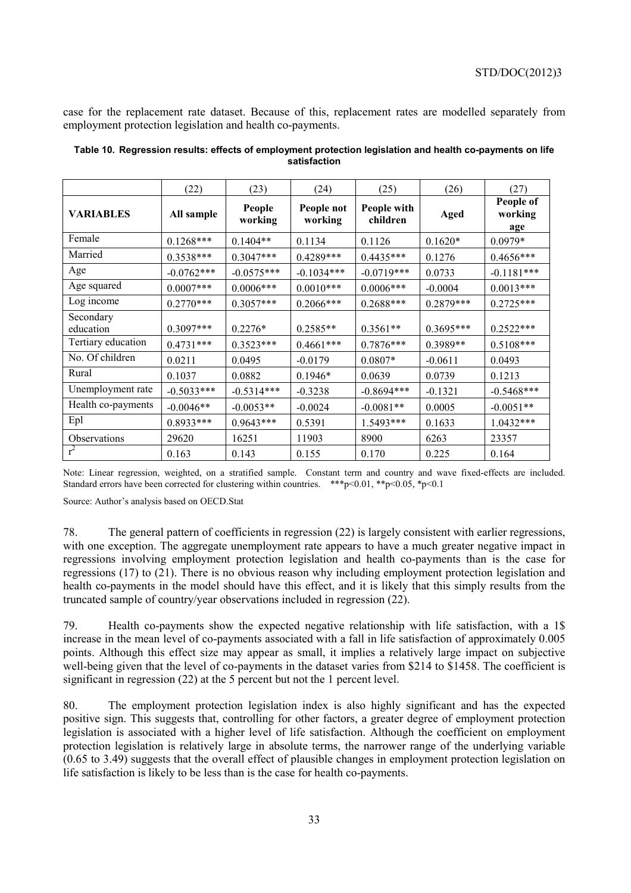case for the replacement rate dataset. Because of this, replacement rates are modelled separately from employment protection legislation and health co-payments.

**Table 10. Regression results: effects of employment protection legislation and health co-payments on life satisfaction**

| | (22) | (23) | (24) | (25) | (26) | (27) |
|---|---|---|---|---|---|---|
| **VARIABLES** | **All sample** | **People working** | **People not working** | **People with children** | **Aged** | **People of working age** |
| Female | 0.1268*** | 0.1404** | 0.1134 | 0.1126 | 0.1620* | 0.0979* |
| Married | 0.3538*** | 0.3047*** | 0.4289*** | 0.4435*** | 0.1276 | 0.4656*** |
| Age | -0.0762*** | -0.0575*** | -0.1034*** | -0.0719*** | 0.0733 | -0.1181*** |
| Age squared | 0.0007*** | 0.0006*** | 0.0010*** | 0.0006*** | -0.0004 | 0.0013*** |
| Log income | 0.2770*** | 0.3057*** | 0.2066*** | 0.2688*** | 0.2879*** | 0.2725*** |
| Secondary education | 0.3097*** | 0.2276* | 0.2585** | 0.3561** | 0.3695*** | 0.2522*** |
| Tertiary education | 0.4731*** | 0.3523*** | 0.4661*** | 0.7876*** | 0.3989** | 0.5108*** |
| No. Of children | 0.0211 | 0.0495 | -0.0179 | 0.0807* | -0.0611 | 0.0493 |
| Rural | 0.1037 | 0.0882 | 0.1946* | 0.0639 | 0.0739 | 0.1213 |
| Unemployment rate | -0.5033*** | -0.5314*** | -0.3238 | -0.8694*** | -0.1321 | -0.5468*** |
| Health co-payments | -0.0046** | -0.0053** | -0.0024 | -0.0081** | 0.0005 | -0.0051** |
| Epl | 0.8933*** | 0.9643*** | 0.5391 | 1.5493*** | 0.1633 | 1.0432*** |
| Observations | 29620 | 16251 | 11903 | 8900 | 6263 | 23357 |
| $r^2$ | 0.163 | 0.143 | 0.155 | 0.170 | 0.225 | 0.164 |

Note: Linear regression, weighted, on a stratified sample. Constant term and country and wave fixed-effects are included. Standard errors have been corrected for clustering within countries. ***p<0.01, **p<0.05, *p<0.1

Source: Author's analysis based on OECD.Stat

78. The general pattern of coefficients in regression (22) is largely consistent with earlier regressions, with one exception. The aggregate unemployment rate appears to have a much greater negative impact in regressions involving employment protection legislation and health co-payments than is the case for regressions (17) to (21). There is no obvious reason why including employment protection legislation and health co-payments in the model should have this effect, and it is likely that this simply results from the truncated sample of country/year observations included in regression (22).

79. Health co-payments show the expected negative relationship with life satisfaction, with a 1$ increase in the mean level of co-payments associated with a fall in life satisfaction of approximately 0.005 points. Although this effect size may appear as small, it implies a relatively large impact on subjective well-being given that the level of co-payments in the dataset varies from $214 to $1458. The coefficient is significant in regression (22) at the 5 percent but not the 1 percent level.

80. The employment protection legislation index is also highly significant and has the expected positive sign. This suggests that, controlling for other factors, a greater degree of employment protection legislation is associated with a higher level of life satisfaction. Although the coefficient on employment protection legislation is relatively large in absolute terms, the narrower range of the underlying variable (0.65 to 3.49) suggests that the overall effect of plausible changes in employment protection legislation on life satisfaction is likely to be less than is the case for health co-payments.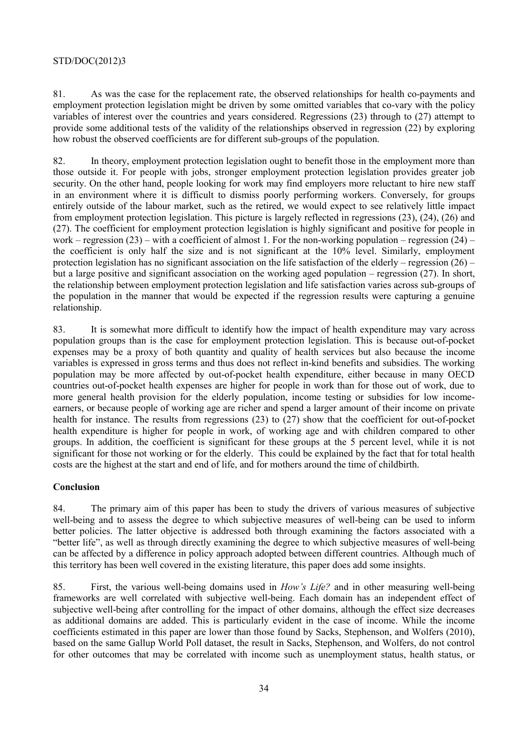81. As was the case for the replacement rate, the observed relationships for health co-payments and employment protection legislation might be driven by some omitted variables that co-vary with the policy variables of interest over the countries and years considered. Regressions (23) through to (27) attempt to provide some additional tests of the validity of the relationships observed in regression (22) by exploring how robust the observed coefficients are for different sub-groups of the population.

82. In theory, employment protection legislation ought to benefit those in the employment more than those outside it. For people with jobs, stronger employment protection legislation provides greater job security. On the other hand, people looking for work may find employers more reluctant to hire new staff in an environment where it is difficult to dismiss poorly performing workers. Conversely, for groups entirely outside of the labour market, such as the retired, we would expect to see relatively little impact from employment protection legislation. This picture is largely reflected in regressions (23), (24), (26) and (27). The coefficient for employment protection legislation is highly significant and positive for people in work – regression (23) – with a coefficient of almost 1. For the non-working population – regression (24) – the coefficient is only half the size and is not significant at the 10% level. Similarly, employment protection legislation has no significant association on the life satisfaction of the elderly – regression (26) – but a large positive and significant association on the working aged population – regression (27). In short, the relationship between employment protection legislation and life satisfaction varies across sub-groups of the population in the manner that would be expected if the regression results were capturing a genuine relationship.

83. It is somewhat more difficult to identify how the impact of health expenditure may vary across population groups than is the case for employment protection legislation. This is because out-of-pocket expenses may be a proxy of both quantity and quality of health services but also because the income variables is expressed in gross terms and thus does not reflect in-kind benefits and subsidies. The working population may be more affected by out-of-pocket health expenditure, either because in many OECD countries out-of-pocket health expenses are higher for people in work than for those out of work, due to more general health provision for the elderly population, income testing or subsidies for low income-earners, or because people of working age are richer and spend a larger amount of their income on private health for instance. The results from regressions (23) to (27) show that the coefficient for out-of-pocket health expenditure is higher for people in work, of working age and with children compared to other groups. In addition, the coefficient is significant for these groups at the 5 percent level, while it is not significant for those not working or for the elderly. This could be explained by the fact that for total health costs are the highest at the start and end of life, and for mothers around the time of childbirth.

## Conclusion

84. The primary aim of this paper has been to study the drivers of various measures of subjective well-being and to assess the degree to which subjective measures of well-being can be used to inform better policies. The latter objective is addressed both through examining the factors associated with a "better life", as well as through directly examining the degree to which subjective measures of well-being can be affected by a difference in policy approach adopted between different countries. Although much of this territory has been well covered in the existing literature, this paper does add some insights.

85. First, the various well-being domains used in *How's Life?* and in other measuring well-being frameworks are well correlated with subjective well-being. Each domain has an independent effect of subjective well-being after controlling for the impact of other domains, although the effect size decreases as additional domains are added. This is particularly evident in the case of income. While the income coefficients estimated in this paper are lower than those found by Sacks, Stephenson, and Wolfers (2010), based on the same Gallup World Poll dataset, the result in Sacks, Stephenson, and Wolfers, do not control for other outcomes that may be correlated with income such as unemployment status, health status, or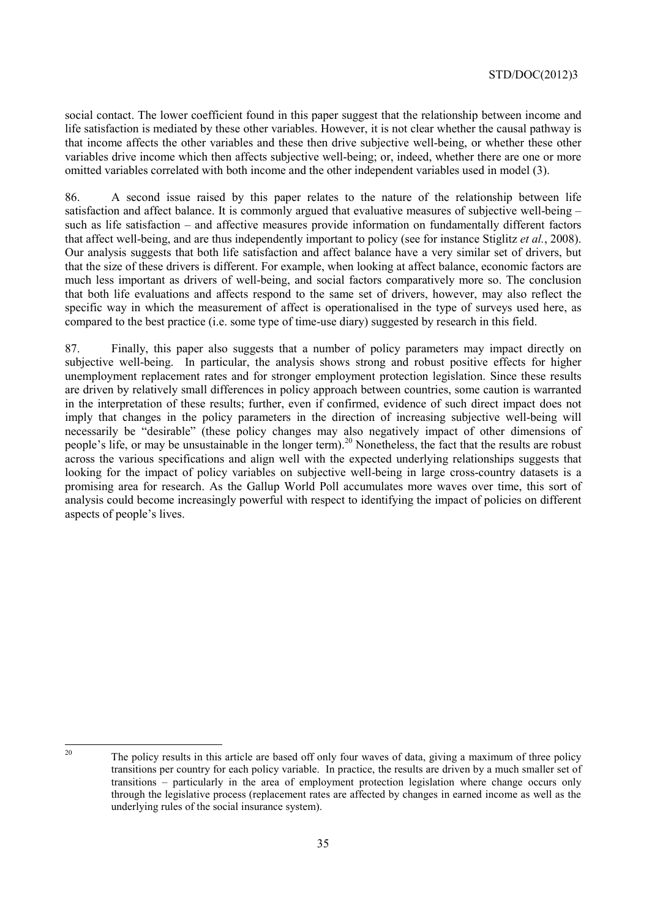social contact. The lower coefficient found in this paper suggest that the relationship between income and life satisfaction is mediated by these other variables. However, it is not clear whether the causal pathway is that income affects the other variables and these then drive subjective well-being, or whether these other variables drive income which then affects subjective well-being; or, indeed, whether there are one or more omitted variables correlated with both income and the other independent variables used in model (3).

86. A second issue raised by this paper relates to the nature of the relationship between life satisfaction and affect balance. It is commonly argued that evaluative measures of subjective well-being – such as life satisfaction – and affective measures provide information on fundamentally different factors that affect well-being, and are thus independently important to policy (see for instance Stiglitz *et al.*, 2008). Our analysis suggests that both life satisfaction and affect balance have a very similar set of drivers, but that the size of these drivers is different. For example, when looking at affect balance, economic factors are much less important as drivers of well-being, and social factors comparatively more so. The conclusion that both life evaluations and affects respond to the same set of drivers, however, may also reflect the specific way in which the measurement of affect is operationalised in the type of surveys used here, as compared to the best practice (i.e. some type of time-use diary) suggested by research in this field.

87. Finally, this paper also suggests that a number of policy parameters may impact directly on subjective well-being. In particular, the analysis shows strong and robust positive effects for higher unemployment replacement rates and for stronger employment protection legislation. Since these results are driven by relatively small differences in policy approach between countries, some caution is warranted in the interpretation of these results; further, even if confirmed, evidence of such direct impact does not imply that changes in the policy parameters in the direction of increasing subjective well-being will necessarily be "desirable" (these policy changes may also negatively impact of other dimensions of people's life, or may be unsustainable in the longer term).[20] Nonetheless, the fact that the results are robust across the various specifications and align well with the expected underlying relationships suggests that looking for the impact of policy variables on subjective well-being in large cross-country datasets is a promising area for research. As the Gallup World Poll accumulates more waves over time, this sort of analysis could become increasingly powerful with respect to identifying the impact of policies on different aspects of people's lives.

[20] The policy results in this article are based off only four waves of data, giving a maximum of three policy transitions per country for each policy variable. In practice, the results are driven by a much smaller set of transitions – particularly in the area of employment protection legislation where change occurs only through the legislative process (replacement rates are affected by changes in earned income as well as the underlying rules of the social insurance system).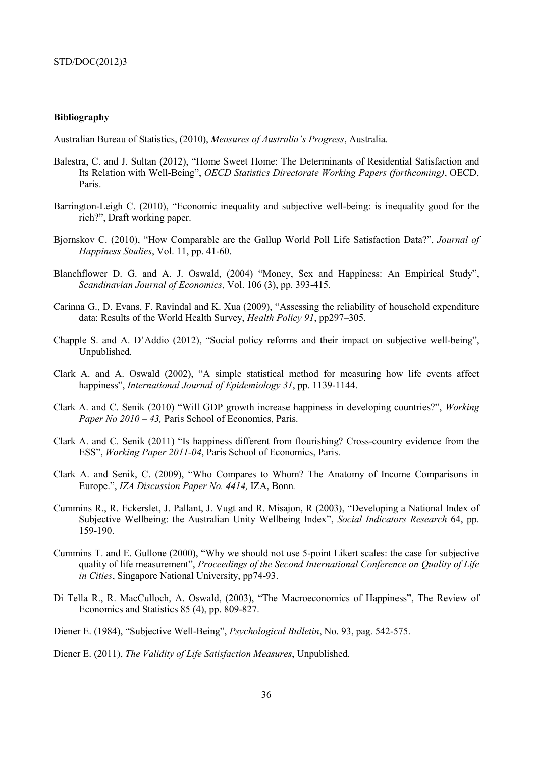**Bibliography**

Australian Bureau of Statistics, (2010), *Measures of Australia's Progress*, Australia.

Balestra, C. and J. Sultan (2012), "Home Sweet Home: The Determinants of Residential Satisfaction and Its Relation with Well-Being", *OECD Statistics Directorate Working Papers (forthcoming)*, OECD, Paris.

Barrington-Leigh C. (2010), "Economic inequality and subjective well-being: is inequality good for the rich?", Draft working paper.

Bjornskov C. (2010), "How Comparable are the Gallup World Poll Life Satisfaction Data?", *Journal of Happiness Studies*, Vol. 11, pp. 41-60.

Blanchflower D. G. and A. J. Oswald, (2004) "Money, Sex and Happiness: An Empirical Study", *Scandinavian Journal of Economics*, Vol. 106 (3), pp. 393-415.

Carinna G., D. Evans, F. Ravindal and K. Xua (2009), "Assessing the reliability of household expenditure data: Results of the World Health Survey, *Health Policy 91*, pp297–305.

Chapple S. and A. D'Addio (2012), "Social policy reforms and their impact on subjective well-being", Unpublished.

Clark A. and A. Oswald (2002), "A simple statistical method for measuring how life events affect happiness", *International Journal of Epidemiology 31*, pp. 1139-1144.

Clark A. and C. Senik (2010) "Will GDP growth increase happiness in developing countries?", *Working Paper No 2010 – 43,* Paris School of Economics, Paris.

Clark A. and C. Senik (2011) "Is happiness different from flourishing? Cross-country evidence from the ESS", *Working Paper 2011-04*, Paris School of Economics, Paris.

Clark A. and Senik, C. (2009), "Who Compares to Whom? The Anatomy of Income Comparisons in Europe.", *IZA Discussion Paper No. 4414,* IZA, Bonn*.*

Cummins R., R. Eckerslet, J. Pallant, J. Vugt and R. Misajon, R (2003), "Developing a National Index of Subjective Wellbeing: the Australian Unity Wellbeing Index", *Social Indicators Research* 64, pp. 159-190.

Cummins T. and E. Gullone (2000), "Why we should not use 5-point Likert scales: the case for subjective quality of life measurement", *Proceedings of the Second International Conference on Quality of Life in Cities*, Singapore National University, pp74-93.

Di Tella R., R. MacCulloch, A. Oswald, (2003), "The Macroeconomics of Happiness", The Review of Economics and Statistics 85 (4), pp. 809-827.

Diener E. (1984), "Subjective Well-Being", *Psychological Bulletin*, No. 93, pag. 542-575.

Diener E. (2011), *The Validity of Life Satisfaction Measures*, Unpublished.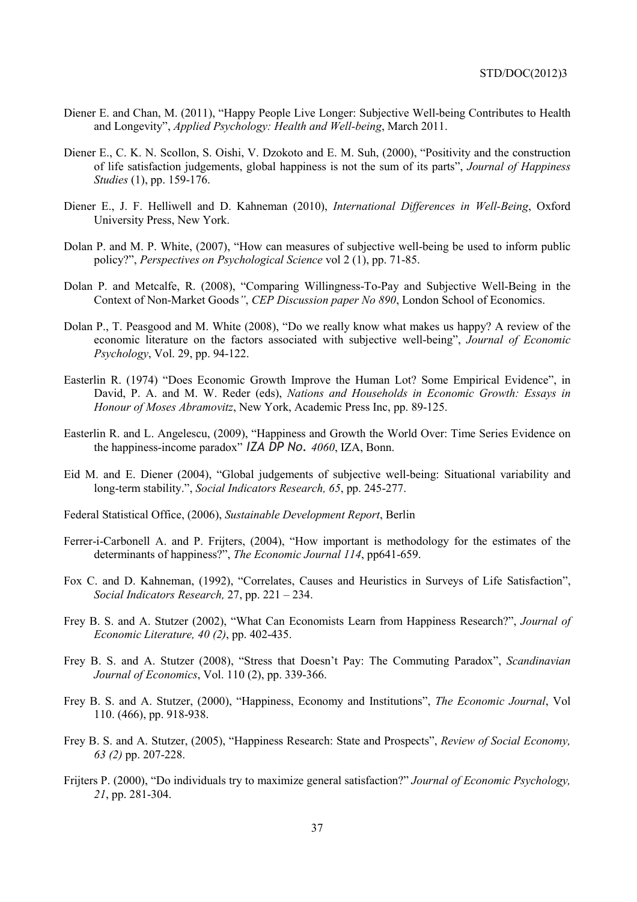Diener E. and Chan, M. (2011), "Happy People Live Longer: Subjective Well-being Contributes to Health and Longevity", *Applied Psychology: Health and Well-being*, March 2011.

Diener E., C. K. N. Scollon, S. Oishi, V. Dzokoto and E. M. Suh, (2000), "Positivity and the construction of life satisfaction judgements, global happiness is not the sum of its parts", *Journal of Happiness Studies* (1), pp. 159-176.

Diener E., J. F. Helliwell and D. Kahneman (2010), *International Differences in Well-Being*, Oxford University Press, New York.

Dolan P. and M. P. White, (2007), "How can measures of subjective well-being be used to inform public policy?", *Perspectives on Psychological Science* vol 2 (1), pp. 71-85.

Dolan P. and Metcalfe, R. (2008), "Comparing Willingness-To-Pay and Subjective Well-Being in the Context of Non-Market Goods", *CEP Discussion paper No 890*, London School of Economics.

Dolan P., T. Peasgood and M. White (2008), "Do we really know what makes us happy? A review of the economic literature on the factors associated with subjective well-being", *Journal of Economic Psychology*, Vol. 29, pp. 94-122.

Easterlin R. (1974) "Does Economic Growth Improve the Human Lot? Some Empirical Evidence", in David, P. A. and M. W. Reder (eds), *Nations and Households in Economic Growth: Essays in Honour of Moses Abramovitz*, New York, Academic Press Inc, pp. 89-125.

Easterlin R. and L. Angelescu, (2009), "Happiness and Growth the World Over: Time Series Evidence on the happiness-income paradox" *IZA DP No. 4060*, IZA, Bonn.

Eid M. and E. Diener (2004), "Global judgements of subjective well-being: Situational variability and long-term stability.", *Social Indicators Research, 65*, pp. 245-277.

Federal Statistical Office, (2006), *Sustainable Development Report*, Berlin

Ferrer-i-Carbonell A. and P. Frijters, (2004), "How important is methodology for the estimates of the determinants of happiness?", *The Economic Journal 114*, pp641-659.

Fox C. and D. Kahneman, (1992), "Correlates, Causes and Heuristics in Surveys of Life Satisfaction", *Social Indicators Research,* 27, pp. 221 – 234.

Frey B. S. and A. Stutzer (2002), "What Can Economists Learn from Happiness Research?", *Journal of Economic Literature, 40 (2)*, pp. 402-435.

Frey B. S. and A. Stutzer (2008), "Stress that Doesn't Pay: The Commuting Paradox", *Scandinavian Journal of Economics*, Vol. 110 (2), pp. 339-366.

Frey B. S. and A. Stutzer, (2000), "Happiness, Economy and Institutions", *The Economic Journal*, Vol 110. (466), pp. 918-938.

Frey B. S. and A. Stutzer, (2005), "Happiness Research: State and Prospects", *Review of Social Economy, 63 (2)* pp. 207-228.

Frijters P. (2000), "Do individuals try to maximize general satisfaction?" *Journal of Economic Psychology, 21*, pp. 281-304.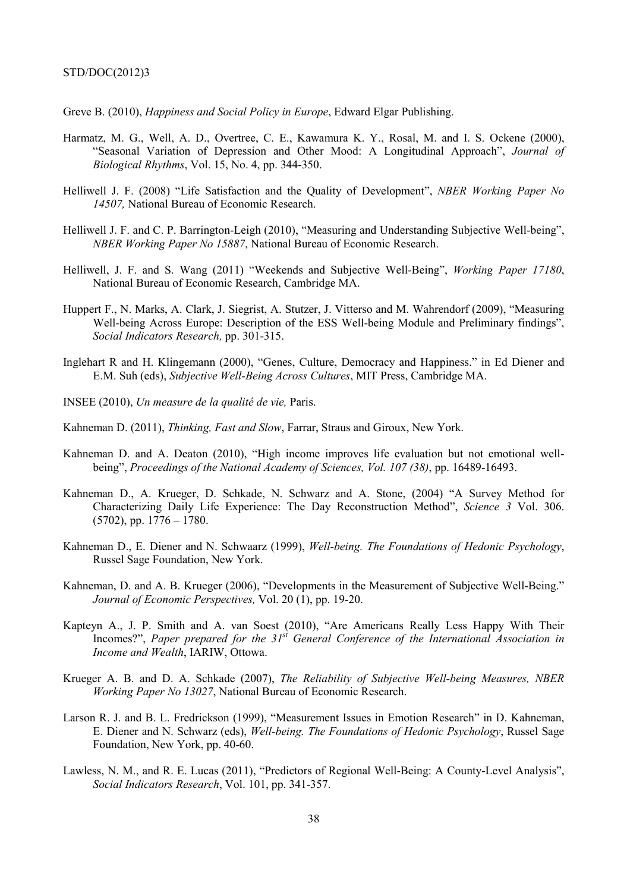Greve B. (2010), *Happiness and Social Policy in Europe*, Edward Elgar Publishing.

Harmatz, M. G., Well, A. D., Overtree, C. E., Kawamura K. Y., Rosal, M. and I. S. Ockene (2000), "Seasonal Variation of Depression and Other Mood: A Longitudinal Approach", *Journal of Biological Rhythms*, Vol. 15, No. 4, pp. 344-350.

Helliwell J. F. (2008) "Life Satisfaction and the Quality of Development", *NBER Working Paper No 14507,* National Bureau of Economic Research.

Helliwell J. F. and C. P. Barrington-Leigh (2010), "Measuring and Understanding Subjective Well-being", *NBER Working Paper No 15887*, National Bureau of Economic Research.

Helliwell, J. F. and S. Wang (2011) "Weekends and Subjective Well-Being", *Working Paper 17180*, National Bureau of Economic Research, Cambridge MA.

Huppert F., N. Marks, A. Clark, J. Siegrist, A. Stutzer, J. Vitterso and M. Wahrendorf (2009), "Measuring Well-being Across Europe: Description of the ESS Well-being Module and Preliminary findings", *Social Indicators Research,* pp. 301-315.

Inglehart R and H. Klingemann (2000), "Genes, Culture, Democracy and Happiness." in Ed Diener and E.M. Suh (eds), *Subjective Well-Being Across Cultures*, MIT Press, Cambridge MA.

INSEE (2010), *Un measure de la qualité de vie,* Paris.

Kahneman D. (2011), *Thinking, Fast and Slow*, Farrar, Straus and Giroux, New York.

Kahneman D. and A. Deaton (2010), "High income improves life evaluation but not emotional well-being", *Proceedings of the National Academy of Sciences, Vol. 107 (38)*, pp. 16489-16493.

Kahneman D., A. Krueger, D. Schkade, N. Schwarz and A. Stone, (2004) "A Survey Method for Characterizing Daily Life Experience: The Day Reconstruction Method", *Science 3* Vol. 306. (5702), pp. 1776 – 1780.

Kahneman D., E. Diener and N. Schwaarz (1999), *Well-being. The Foundations of Hedonic Psychology*, Russel Sage Foundation, New York.

Kahneman, D. and A. B. Krueger (2006), "Developments in the Measurement of Subjective Well-Being." *Journal of Economic Perspectives,* Vol. 20 (1), pp. 19-20.

Kapteyn A., J. P. Smith and A. van Soest (2010), "Are Americans Really Less Happy With Their Incomes?", *Paper prepared for the 31st General Conference of the International Association in Income and Wealth*, IARIW, Ottowa.

Krueger A. B. and D. A. Schkade (2007), *The Reliability of Subjective Well-being Measures, NBER Working Paper No 13027*, National Bureau of Economic Research.

Larson R. J. and B. L. Fredrickson (1999), "Measurement Issues in Emotion Research" in D. Kahneman, E. Diener and N. Schwarz (eds), *Well-being. The Foundations of Hedonic Psychology*, Russel Sage Foundation, New York, pp. 40-60.

Lawless, N. M., and R. E. Lucas (2011), "Predictors of Regional Well-Being: A County-Level Analysis", *Social Indicators Research*, Vol. 101, pp. 341-357.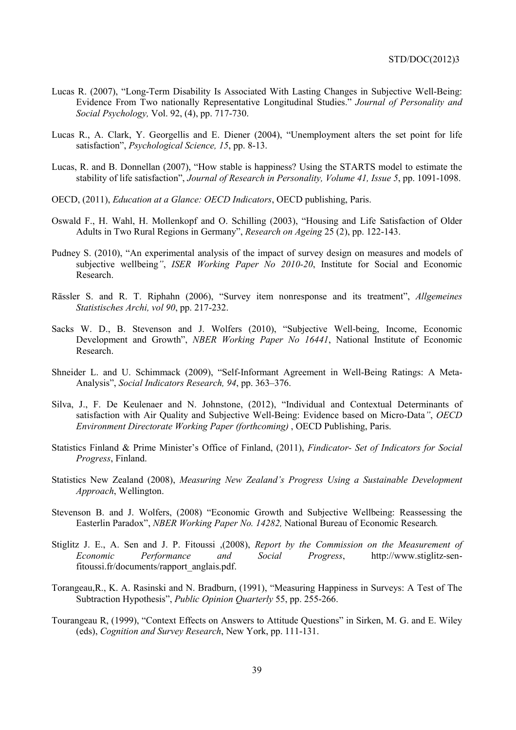Lucas R. (2007), "Long-Term Disability Is Associated With Lasting Changes in Subjective Well-Being: Evidence From Two nationally Representative Longitudinal Studies." *Journal of Personality and Social Psychology,* Vol. 92, (4), pp. 717-730.

Lucas R., A. Clark, Y. Georgellis and E. Diener (2004), "Unemployment alters the set point for life satisfaction", *Psychological Science, 15*, pp. 8-13.

Lucas, R. and B. Donnellan (2007), "How stable is happiness? Using the STARTS model to estimate the stability of life satisfaction", *Journal of Research in Personality, Volume 41, Issue 5*, pp. 1091-1098.

OECD, (2011), *Education at a Glance: OECD Indicators*, OECD publishing, Paris.

Oswald F., H. Wahl, H. Mollenkopf and O. Schilling (2003), "Housing and Life Satisfaction of Older Adults in Two Rural Regions in Germany", *Research on Ageing* 25 (2), pp. 122-143.

Pudney S. (2010), "An experimental analysis of the impact of survey design on measures and models of subjective wellbeing*"*, *ISER Working Paper No 2010-20*, Institute for Social and Economic Research.

Rässler S. and R. T. Riphahn (2006), "Survey item nonresponse and its treatment", *Allgemeines Statistisches Archi, vol 90*, pp. 217-232.

Sacks W. D., B. Stevenson and J. Wolfers (2010), "Subjective Well-being, Income, Economic Development and Growth", *NBER Working Paper No 16441*, National Institute of Economic Research.

Shneider L. and U. Schimmack (2009), "Self-Informant Agreement in Well-Being Ratings: A Meta-Analysis", *Social Indicators Research, 94*, pp. 363–376.

Silva, J., F. De Keulenaer and N. Johnstone, (2012), "Individual and Contextual Determinants of satisfaction with Air Quality and Subjective Well-Being: Evidence based on Micro-Data*"*, *OECD Environment Directorate Working Paper (forthcoming)* , OECD Publishing, Paris.

Statistics Finland & Prime Minister's Office of Finland, (2011), *Findicator- Set of Indicators for Social Progress*, Finland.

Statistics New Zealand (2008), *Measuring New Zealand's Progress Using a Sustainable Development Approach*, Wellington.

Stevenson B. and J. Wolfers, (2008) "Economic Growth and Subjective Wellbeing: Reassessing the Easterlin Paradox", *NBER Working Paper No. 14282,* National Bureau of Economic Research*.*

Stiglitz J. E., A. Sen and J. P. Fitoussi ,(2008), *Report by the Commission on the Measurement of Economic Performance and Social Progress*, http://www.stiglitz-sen-fitoussi.fr/documents/rapport_anglais.pdf.

Torangeau,R., K. A. Rasinski and N. Bradburn, (1991), "Measuring Happiness in Surveys: A Test of The Subtraction Hypothesis", *Public Opinion Quarterly* 55, pp. 255-266.

Tourangeau R, (1999), "Context Effects on Answers to Attitude Questions" in Sirken, M. G. and E. Wiley (eds), *Cognition and Survey Research*, New York, pp. 111-131.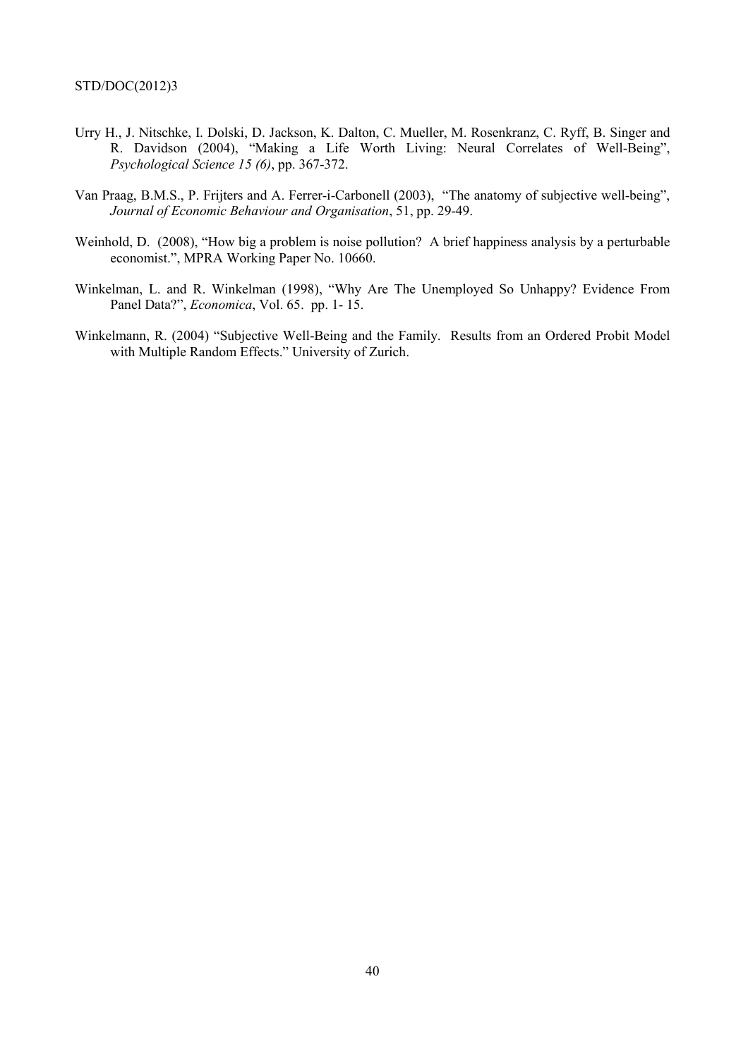Urry H., J. Nitschke, I. Dolski, D. Jackson, K. Dalton, C. Mueller, M. Rosenkranz, C. Ryff, B. Singer and R. Davidson (2004), "Making a Life Worth Living: Neural Correlates of Well-Being", *Psychological Science 15 (6)*, pp. 367-372.

Van Praag, B.M.S., P. Frijters and A. Ferrer-i-Carbonell (2003), "The anatomy of subjective well-being", *Journal of Economic Behaviour and Organisation*, 51, pp. 29-49.

Weinhold, D. (2008), "How big a problem is noise pollution? A brief happiness analysis by a perturbable economist.", MPRA Working Paper No. 10660.

Winkelman, L. and R. Winkelman (1998), "Why Are The Unemployed So Unhappy? Evidence From Panel Data?", *Economica*, Vol. 65. pp. 1- 15.

Winkelmann, R. (2004) "Subjective Well-Being and the Family. Results from an Ordered Probit Model with Multiple Random Effects." University of Zurich.